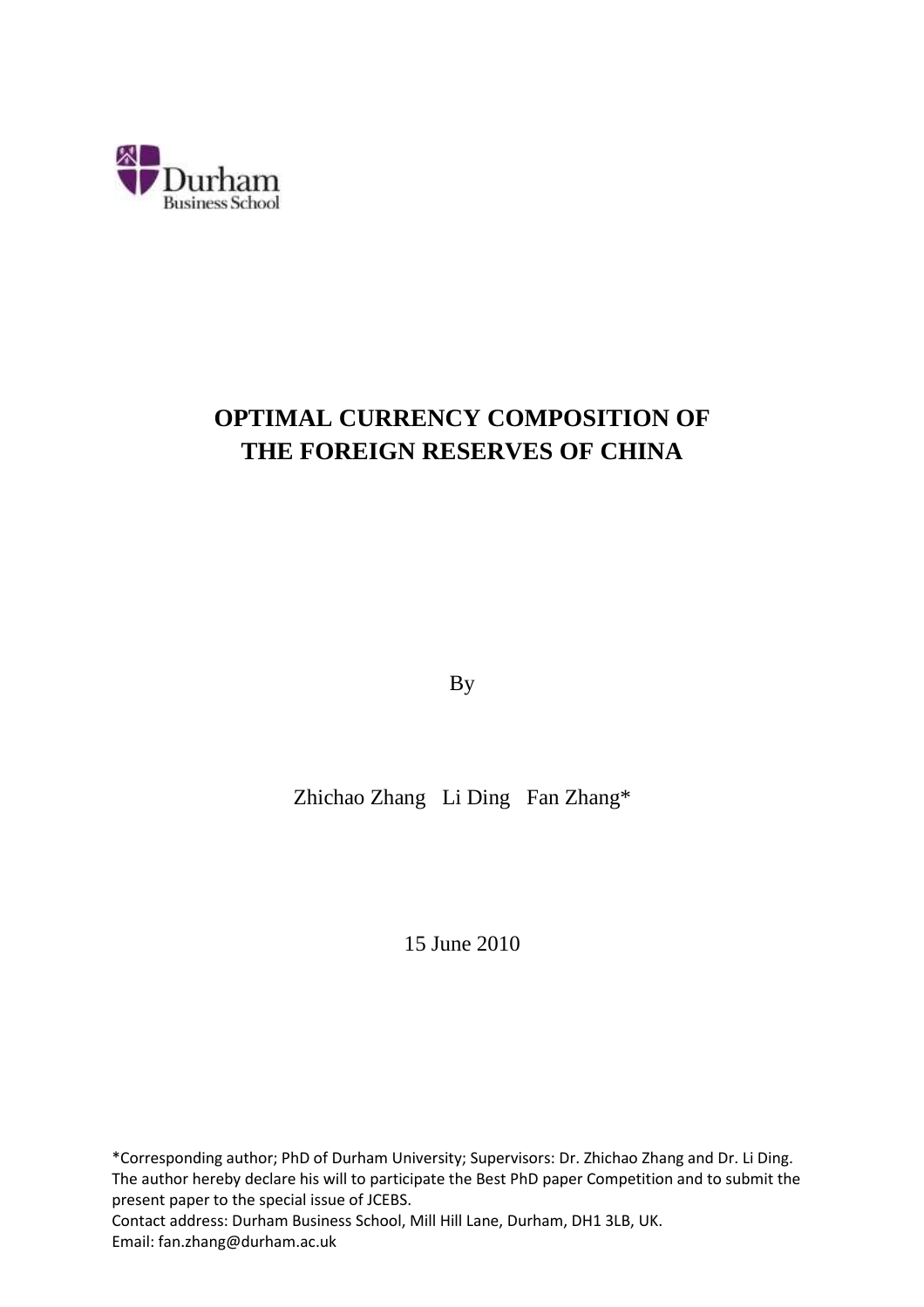Durham Business School

# OPTIMAL CURRENCY COMPOSITION OF THE FOREIGN RESERVES OF CHINA

By

Zhichao Zhang   Li Ding   Fan Zhang*

15 June 2010

*Corresponding author; PhD of Durham University; Supervisors: Dr. Zhichao Zhang and Dr. Li Ding. The author hereby declare his will to participate the Best PhD paper Competition and to submit the present paper to the special issue of JCEBS.

Contact address: Durham Business School, Mill Hill Lane, Durham, DH1 3LB, UK.

Email: fan.zhang@durham.ac.uk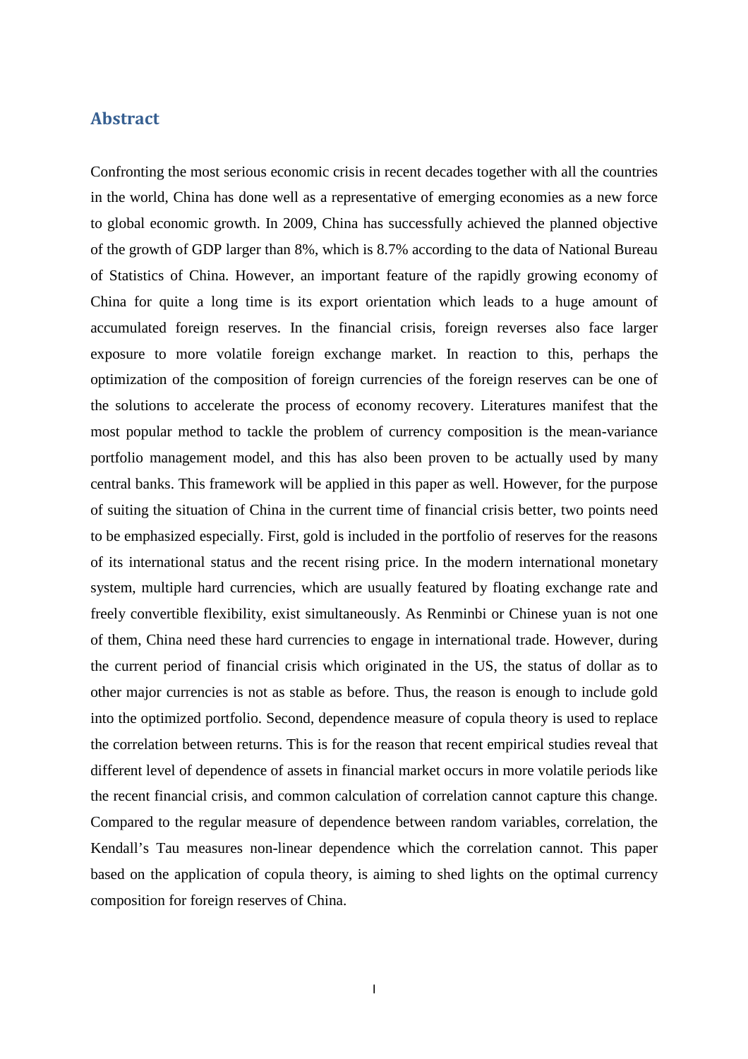## Abstract

Confronting the most serious economic crisis in recent decades together with all the countries in the world, China has done well as a representative of emerging economies as a new force to global economic growth. In 2009, China has successfully achieved the planned objective of the growth of GDP larger than 8%, which is 8.7% according to the data of National Bureau of Statistics of China. However, an important feature of the rapidly growing economy of China for quite a long time is its export orientation which leads to a huge amount of accumulated foreign reserves. In the financial crisis, foreign reverses also face larger exposure to more volatile foreign exchange market. In reaction to this, perhaps the optimization of the composition of foreign currencies of the foreign reserves can be one of the solutions to accelerate the process of economy recovery. Literatures manifest that the most popular method to tackle the problem of currency composition is the mean-variance portfolio management model, and this has also been proven to be actually used by many central banks. This framework will be applied in this paper as well. However, for the purpose of suiting the situation of China in the current time of financial crisis better, two points need to be emphasized especially. First, gold is included in the portfolio of reserves for the reasons of its international status and the recent rising price. In the modern international monetary system, multiple hard currencies, which are usually featured by floating exchange rate and freely convertible flexibility, exist simultaneously. As Renminbi or Chinese yuan is not one of them, China need these hard currencies to engage in international trade. However, during the current period of financial crisis which originated in the US, the status of dollar as to other major currencies is not as stable as before. Thus, the reason is enough to include gold into the optimized portfolio. Second, dependence measure of copula theory is used to replace the correlation between returns. This is for the reason that recent empirical studies reveal that different level of dependence of assets in financial market occurs in more volatile periods like the recent financial crisis, and common calculation of correlation cannot capture this change. Compared to the regular measure of dependence between random variables, correlation, the Kendall's Tau measures non-linear dependence which the correlation cannot. This paper based on the application of copula theory, is aiming to shed lights on the optimal currency composition for foreign reserves of China.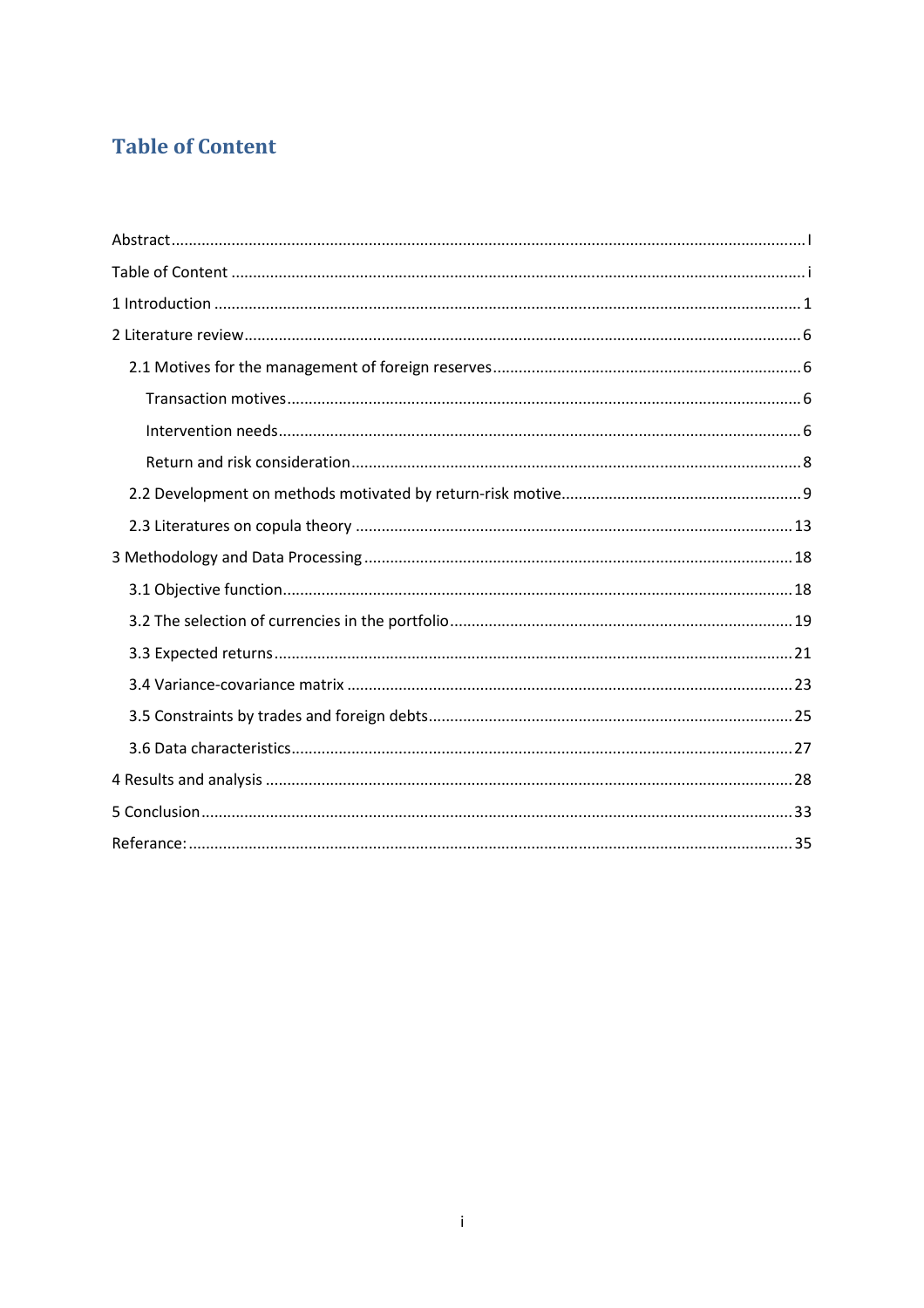# Table of Content

Abstract........................................................................................................................................I

Table of Content ............................................................................................................................i

1 Introduction ...............................................................................................................................1

2 Literature review..........................................................................................................................6

- 2.1 Motives for the management of foreign reserves.........................................................................6
  - Transaction motives.................................................................................................................6
  - Intervention needs...................................................................................................................6
  - Return and risk consideration....................................................................................................8
- 2.2 Development on methods motivated by return-risk motive...........................................................9
- 2.3 Literatures on copula theory .....................................................................................................13

3 Methodology and Data Processing ...................................................................................................18

- 3.1 Objective function...................................................................................................................18
- 3.2 The selection of currencies in the portfolio..................................................................................19
- 3.3 Expected returns.....................................................................................................................21
- 3.4 Variance-covariance matrix .......................................................................................................23
- 3.5 Constraints by trades and foreign debts.......................................................................................25
- 3.6 Data characteristics...................................................................................................................27

4 Results and analysis .........................................................................................................................28

5 Conclusion.......................................................................................................................................33

Referance:...........................................................................................................................................35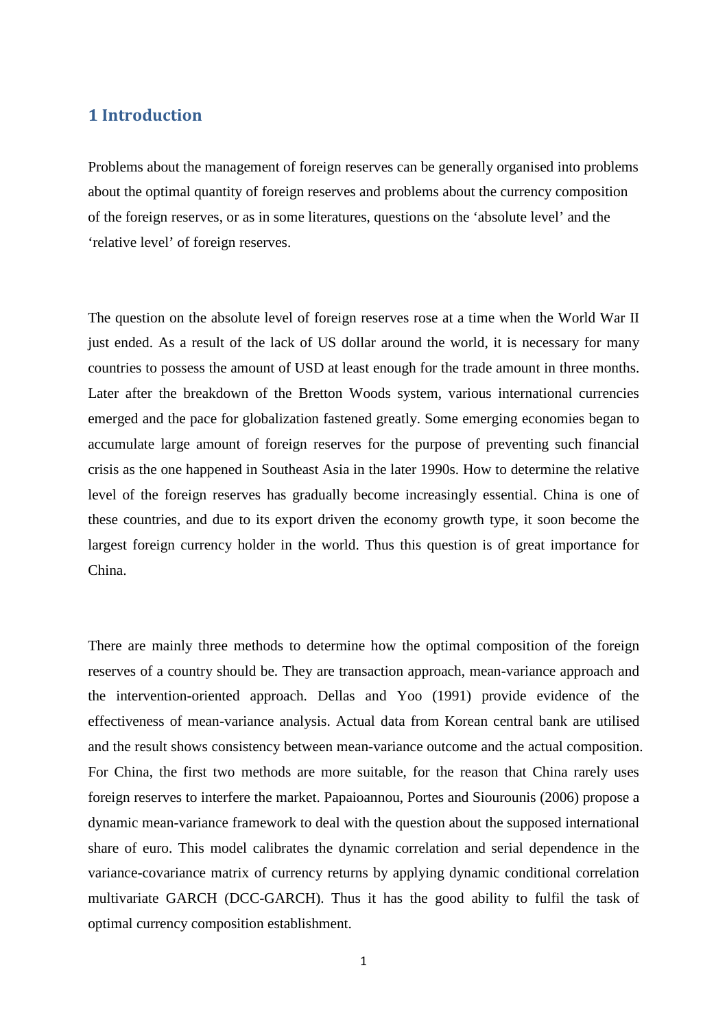# 1 Introduction

Problems about the management of foreign reserves can be generally organised into problems about the optimal quantity of foreign reserves and problems about the currency composition of the foreign reserves, or as in some literatures, questions on the 'absolute level' and the 'relative level' of foreign reserves.

The question on the absolute level of foreign reserves rose at a time when the World War II just ended. As a result of the lack of US dollar around the world, it is necessary for many countries to possess the amount of USD at least enough for the trade amount in three months. Later after the breakdown of the Bretton Woods system, various international currencies emerged and the pace for globalization fastened greatly. Some emerging economies began to accumulate large amount of foreign reserves for the purpose of preventing such financial crisis as the one happened in Southeast Asia in the later 1990s. How to determine the relative level of the foreign reserves has gradually become increasingly essential. China is one of these countries, and due to its export driven the economy growth type, it soon become the largest foreign currency holder in the world. Thus this question is of great importance for China.

There are mainly three methods to determine how the optimal composition of the foreign reserves of a country should be. They are transaction approach, mean-variance approach and the intervention-oriented approach. Dellas and Yoo (1991) provide evidence of the effectiveness of mean-variance analysis. Actual data from Korean central bank are utilised and the result shows consistency between mean-variance outcome and the actual composition. For China, the first two methods are more suitable, for the reason that China rarely uses foreign reserves to interfere the market. Papaioannou, Portes and Siourounis (2006) propose a dynamic mean-variance framework to deal with the question about the supposed international share of euro. This model calibrates the dynamic correlation and serial dependence in the variance-covariance matrix of currency returns by applying dynamic conditional correlation multivariate GARCH (DCC-GARCH). Thus it has the good ability to fulfil the task of optimal currency composition establishment.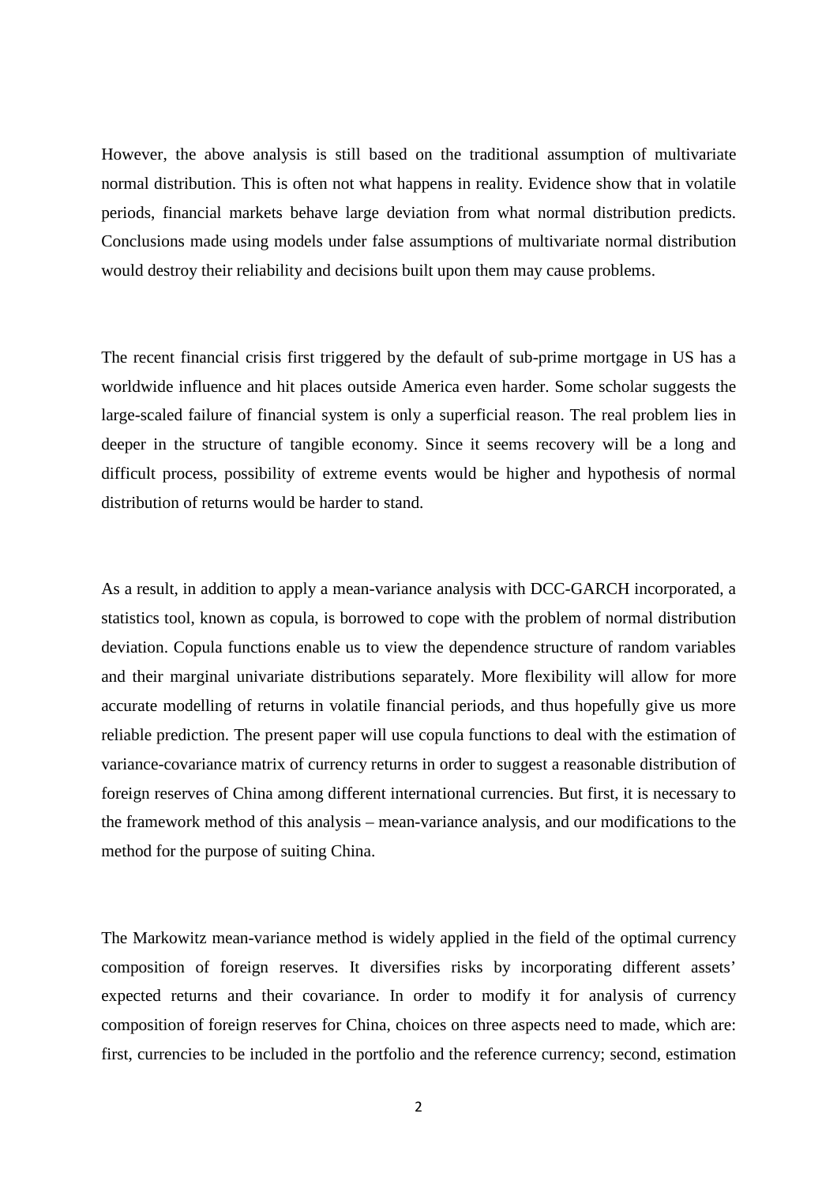However, the above analysis is still based on the traditional assumption of multivariate normal distribution. This is often not what happens in reality. Evidence show that in volatile periods, financial markets behave large deviation from what normal distribution predicts. Conclusions made using models under false assumptions of multivariate normal distribution would destroy their reliability and decisions built upon them may cause problems.

The recent financial crisis first triggered by the default of sub-prime mortgage in US has a worldwide influence and hit places outside America even harder. Some scholar suggests the large-scaled failure of financial system is only a superficial reason. The real problem lies in deeper in the structure of tangible economy. Since it seems recovery will be a long and difficult process, possibility of extreme events would be higher and hypothesis of normal distribution of returns would be harder to stand.

As a result, in addition to apply a mean-variance analysis with DCC-GARCH incorporated, a statistics tool, known as copula, is borrowed to cope with the problem of normal distribution deviation. Copula functions enable us to view the dependence structure of random variables and their marginal univariate distributions separately. More flexibility will allow for more accurate modelling of returns in volatile financial periods, and thus hopefully give us more reliable prediction. The present paper will use copula functions to deal with the estimation of variance-covariance matrix of currency returns in order to suggest a reasonable distribution of foreign reserves of China among different international currencies. But first, it is necessary to the framework method of this analysis – mean-variance analysis, and our modifications to the method for the purpose of suiting China.

The Markowitz mean-variance method is widely applied in the field of the optimal currency composition of foreign reserves. It diversifies risks by incorporating different assets' expected returns and their covariance. In order to modify it for analysis of currency composition of foreign reserves for China, choices on three aspects need to made, which are: first, currencies to be included in the portfolio and the reference currency; second, estimation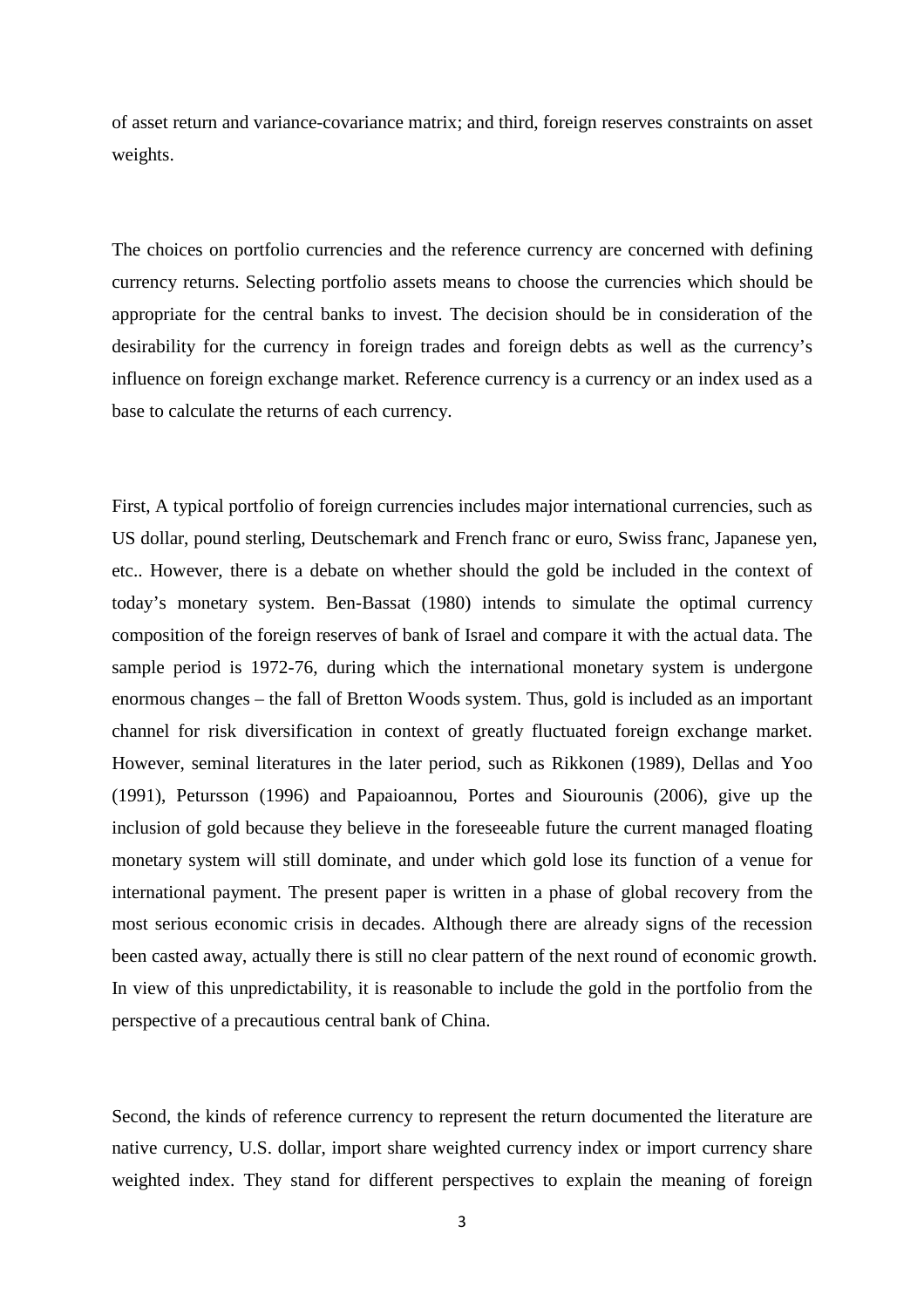of asset return and variance-covariance matrix; and third, foreign reserves constraints on asset weights.

The choices on portfolio currencies and the reference currency are concerned with defining currency returns. Selecting portfolio assets means to choose the currencies which should be appropriate for the central banks to invest. The decision should be in consideration of the desirability for the currency in foreign trades and foreign debts as well as the currency's influence on foreign exchange market. Reference currency is a currency or an index used as a base to calculate the returns of each currency.

First, A typical portfolio of foreign currencies includes major international currencies, such as US dollar, pound sterling, Deutschemark and French franc or euro, Swiss franc, Japanese yen, etc.. However, there is a debate on whether should the gold be included in the context of today's monetary system. Ben-Bassat (1980) intends to simulate the optimal currency composition of the foreign reserves of bank of Israel and compare it with the actual data. The sample period is 1972-76, during which the international monetary system is undergone enormous changes – the fall of Bretton Woods system. Thus, gold is included as an important channel for risk diversification in context of greatly fluctuated foreign exchange market. However, seminal literatures in the later period, such as Rikkonen (1989), Dellas and Yoo (1991), Petursson (1996) and Papaioannou, Portes and Siourounis (2006), give up the inclusion of gold because they believe in the foreseeable future the current managed floating monetary system will still dominate, and under which gold lose its function of a venue for international payment. The present paper is written in a phase of global recovery from the most serious economic crisis in decades. Although there are already signs of the recession been casted away, actually there is still no clear pattern of the next round of economic growth. In view of this unpredictability, it is reasonable to include the gold in the portfolio from the perspective of a precautious central bank of China.

Second, the kinds of reference currency to represent the return documented the literature are native currency, U.S. dollar, import share weighted currency index or import currency share weighted index. They stand for different perspectives to explain the meaning of foreign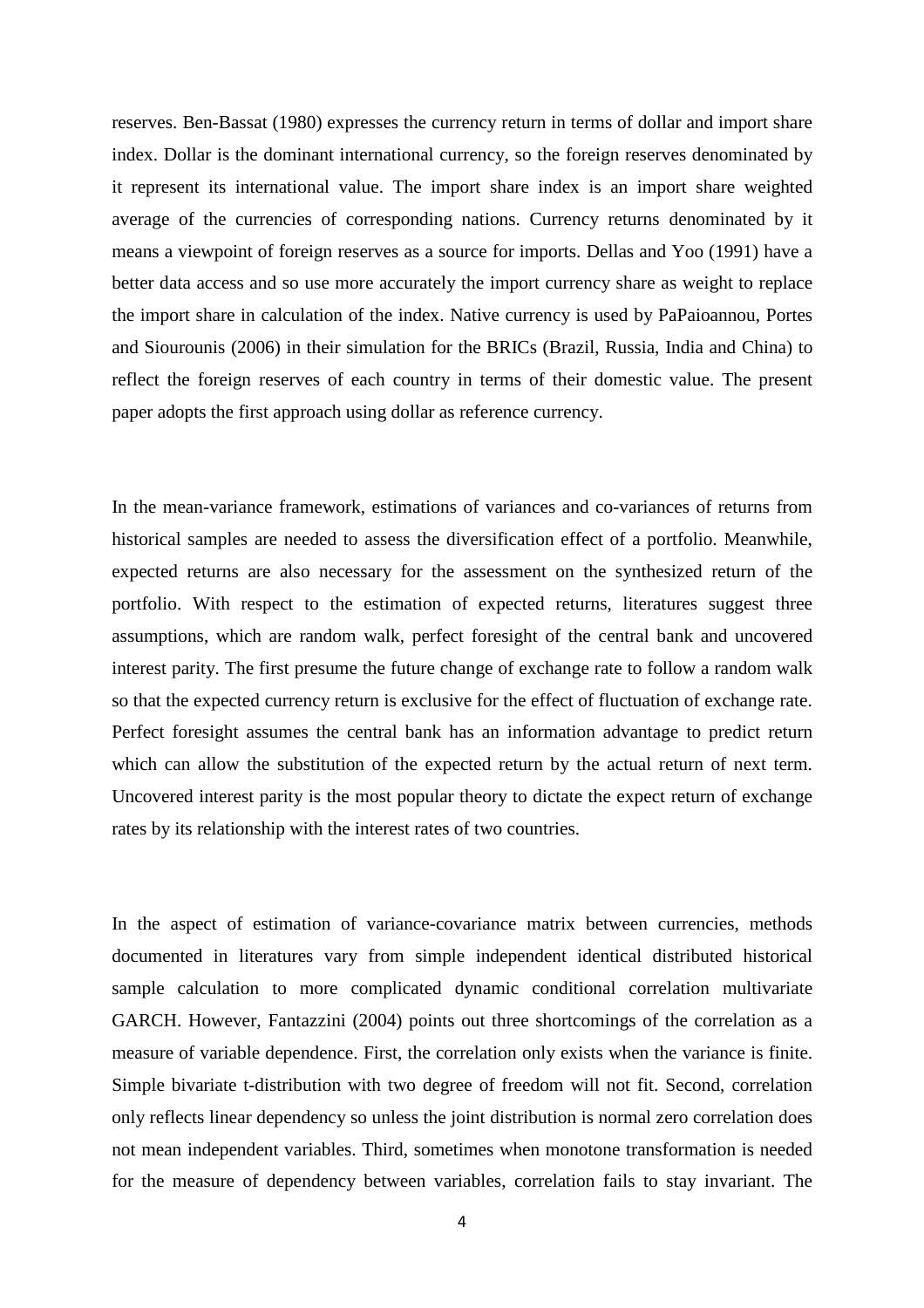reserves. Ben-Bassat (1980) expresses the currency return in terms of dollar and import share index. Dollar is the dominant international currency, so the foreign reserves denominated by it represent its international value. The import share index is an import share weighted average of the currencies of corresponding nations. Currency returns denominated by it means a viewpoint of foreign reserves as a source for imports. Dellas and Yoo (1991) have a better data access and so use more accurately the import currency share as weight to replace the import share in calculation of the index. Native currency is used by PaPaioannou, Portes and Siourounis (2006) in their simulation for the BRICs (Brazil, Russia, India and China) to reflect the foreign reserves of each country in terms of their domestic value. The present paper adopts the first approach using dollar as reference currency.

In the mean-variance framework, estimations of variances and co-variances of returns from historical samples are needed to assess the diversification effect of a portfolio. Meanwhile, expected returns are also necessary for the assessment on the synthesized return of the portfolio. With respect to the estimation of expected returns, literatures suggest three assumptions, which are random walk, perfect foresight of the central bank and uncovered interest parity. The first presume the future change of exchange rate to follow a random walk so that the expected currency return is exclusive for the effect of fluctuation of exchange rate. Perfect foresight assumes the central bank has an information advantage to predict return which can allow the substitution of the expected return by the actual return of next term. Uncovered interest parity is the most popular theory to dictate the expect return of exchange rates by its relationship with the interest rates of two countries.

In the aspect of estimation of variance-covariance matrix between currencies, methods documented in literatures vary from simple independent identical distributed historical sample calculation to more complicated dynamic conditional correlation multivariate GARCH. However, Fantazzini (2004) points out three shortcomings of the correlation as a measure of variable dependence. First, the correlation only exists when the variance is finite. Simple bivariate t-distribution with two degree of freedom will not fit. Second, correlation only reflects linear dependency so unless the joint distribution is normal zero correlation does not mean independent variables. Third, sometimes when monotone transformation is needed for the measure of dependency between variables, correlation fails to stay invariant. The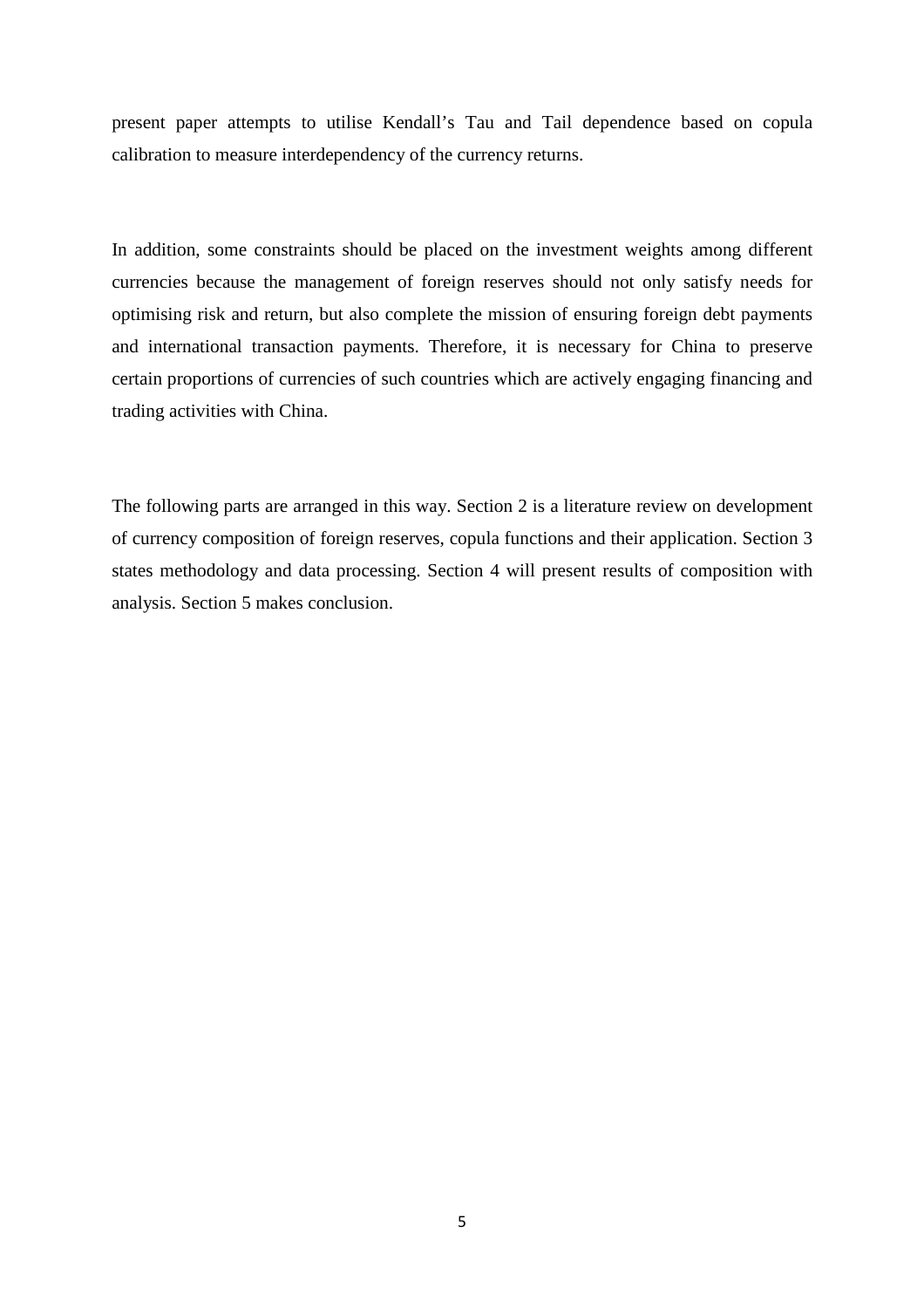present paper attempts to utilise Kendall's Tau and Tail dependence based on copula calibration to measure interdependency of the currency returns.

In addition, some constraints should be placed on the investment weights among different currencies because the management of foreign reserves should not only satisfy needs for optimising risk and return, but also complete the mission of ensuring foreign debt payments and international transaction payments. Therefore, it is necessary for China to preserve certain proportions of currencies of such countries which are actively engaging financing and trading activities with China.

The following parts are arranged in this way. Section 2 is a literature review on development of currency composition of foreign reserves, copula functions and their application. Section 3 states methodology and data processing. Section 4 will present results of composition with analysis. Section 5 makes conclusion.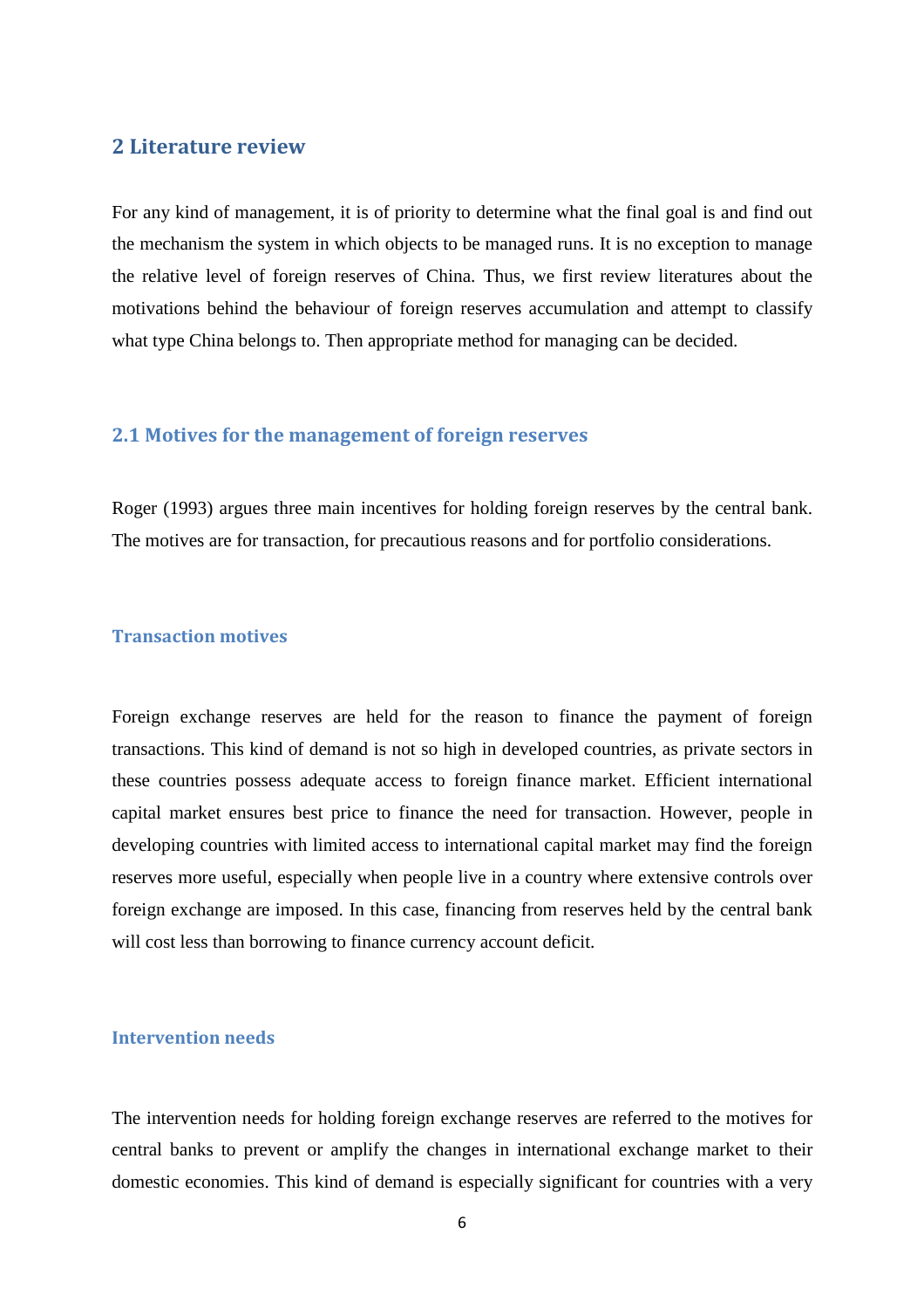## 2 Literature review

For any kind of management, it is of priority to determine what the final goal is and find out the mechanism the system in which objects to be managed runs. It is no exception to manage the relative level of foreign reserves of China. Thus, we first review literatures about the motivations behind the behaviour of foreign reserves accumulation and attempt to classify what type China belongs to. Then appropriate method for managing can be decided.

### 2.1 Motives for the management of foreign reserves

Roger (1993) argues three main incentives for holding foreign reserves by the central bank. The motives are for transaction, for precautious reasons and for portfolio considerations.

#### Transaction motives

Foreign exchange reserves are held for the reason to finance the payment of foreign transactions. This kind of demand is not so high in developed countries, as private sectors in these countries possess adequate access to foreign finance market. Efficient international capital market ensures best price to finance the need for transaction. However, people in developing countries with limited access to international capital market may find the foreign reserves more useful, especially when people live in a country where extensive controls over foreign exchange are imposed. In this case, financing from reserves held by the central bank will cost less than borrowing to finance currency account deficit.

#### Intervention needs

The intervention needs for holding foreign exchange reserves are referred to the motives for central banks to prevent or amplify the changes in international exchange market to their domestic economies. This kind of demand is especially significant for countries with a very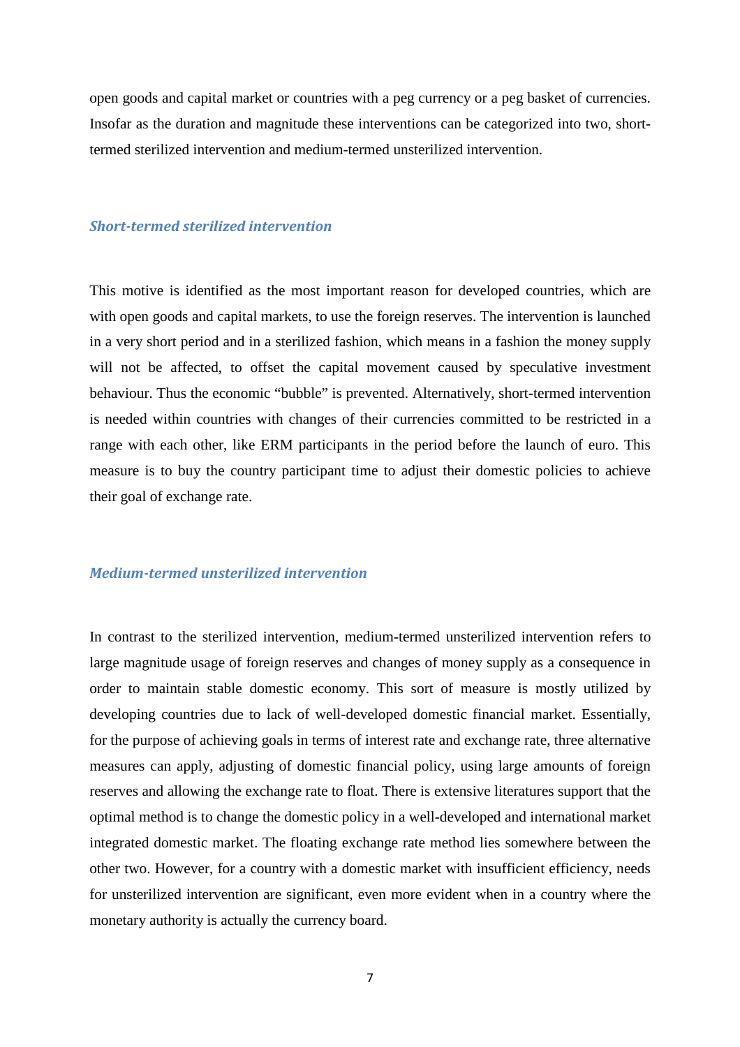open goods and capital market or countries with a peg currency or a peg basket of currencies. Insofar as the duration and magnitude these interventions can be categorized into two, short-termed sterilized intervention and medium-termed unsterilized intervention.

### *Short-termed sterilized intervention*

This motive is identified as the most important reason for developed countries, which are with open goods and capital markets, to use the foreign reserves. The intervention is launched in a very short period and in a sterilized fashion, which means in a fashion the money supply will not be affected, to offset the capital movement caused by speculative investment behaviour. Thus the economic "bubble" is prevented. Alternatively, short-termed intervention is needed within countries with changes of their currencies committed to be restricted in a range with each other, like ERM participants in the period before the launch of euro. This measure is to buy the country participant time to adjust their domestic policies to achieve their goal of exchange rate.

### *Medium-termed unsterilized intervention*

In contrast to the sterilized intervention, medium-termed unsterilized intervention refers to large magnitude usage of foreign reserves and changes of money supply as a consequence in order to maintain stable domestic economy. This sort of measure is mostly utilized by developing countries due to lack of well-developed domestic financial market. Essentially, for the purpose of achieving goals in terms of interest rate and exchange rate, three alternative measures can apply, adjusting of domestic financial policy, using large amounts of foreign reserves and allowing the exchange rate to float. There is extensive literatures support that the optimal method is to change the domestic policy in a well-developed and international market integrated domestic market. The floating exchange rate method lies somewhere between the other two. However, for a country with a domestic market with insufficient efficiency, needs for unsterilized intervention are significant, even more evident when in a country where the monetary authority is actually the currency board.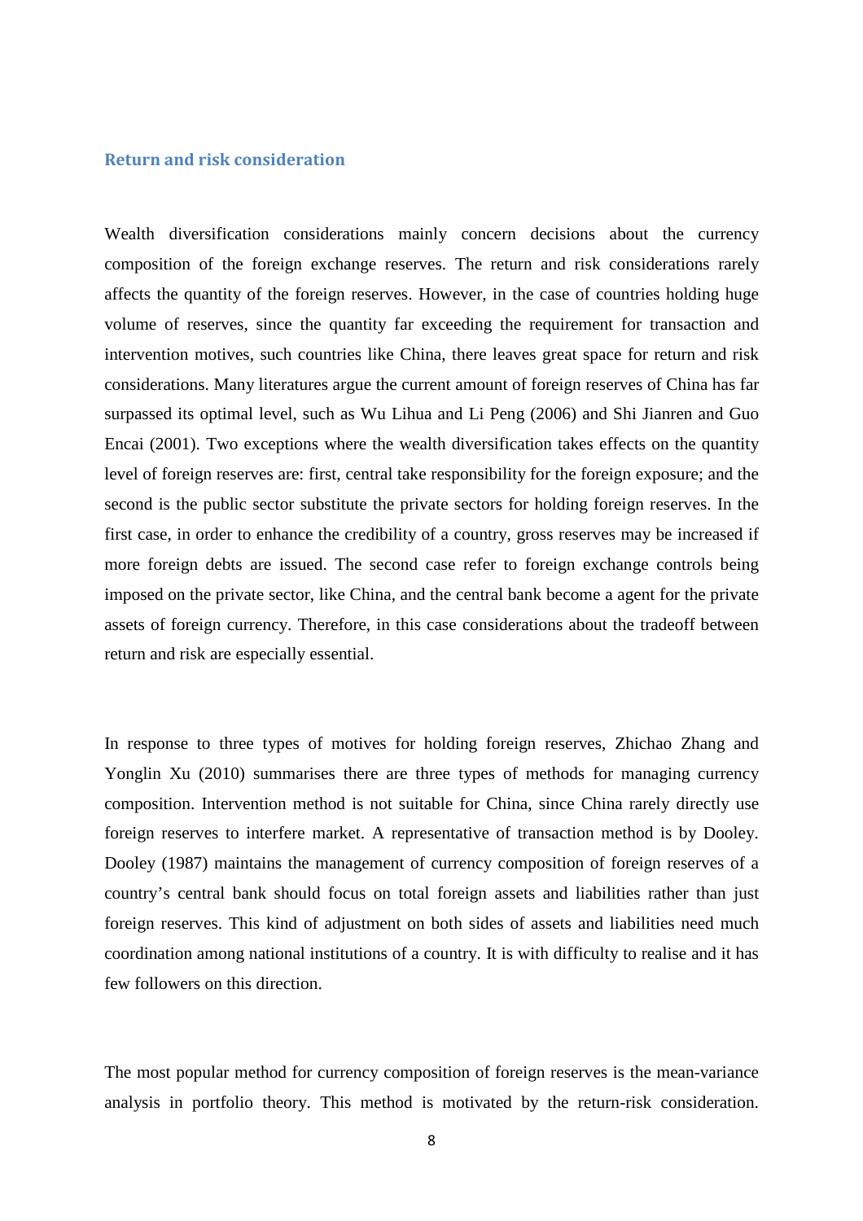### Return and risk consideration

Wealth diversification considerations mainly concern decisions about the currency composition of the foreign exchange reserves. The return and risk considerations rarely affects the quantity of the foreign reserves. However, in the case of countries holding huge volume of reserves, since the quantity far exceeding the requirement for transaction and intervention motives, such countries like China, there leaves great space for return and risk considerations. Many literatures argue the current amount of foreign reserves of China has far surpassed its optimal level, such as Wu Lihua and Li Peng (2006) and Shi Jianren and Guo Encai (2001). Two exceptions where the wealth diversification takes effects on the quantity level of foreign reserves are: first, central take responsibility for the foreign exposure; and the second is the public sector substitute the private sectors for holding foreign reserves. In the first case, in order to enhance the credibility of a country, gross reserves may be increased if more foreign debts are issued. The second case refer to foreign exchange controls being imposed on the private sector, like China, and the central bank become a agent for the private assets of foreign currency. Therefore, in this case considerations about the tradeoff between return and risk are especially essential.

In response to three types of motives for holding foreign reserves, Zhichao Zhang and Yonglin Xu (2010) summarises there are three types of methods for managing currency composition. Intervention method is not suitable for China, since China rarely directly use foreign reserves to interfere market. A representative of transaction method is by Dooley. Dooley (1987) maintains the management of currency composition of foreign reserves of a country's central bank should focus on total foreign assets and liabilities rather than just foreign reserves. This kind of adjustment on both sides of assets and liabilities need much coordination among national institutions of a country. It is with difficulty to realise and it has few followers on this direction.

The most popular method for currency composition of foreign reserves is the mean-variance analysis in portfolio theory. This method is motivated by the return-risk consideration.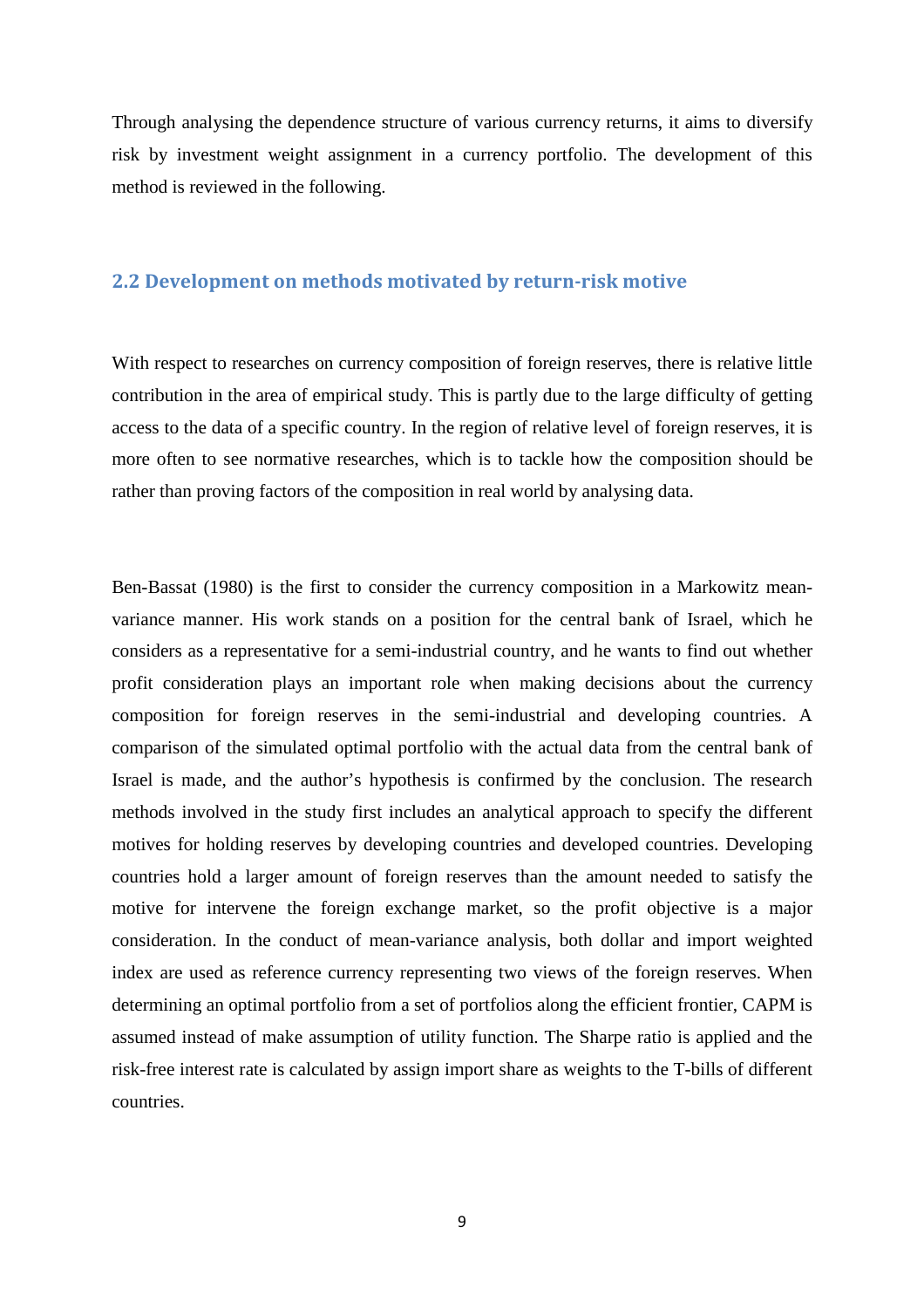Through analysing the dependence structure of various currency returns, it aims to diversify risk by investment weight assignment in a currency portfolio. The development of this method is reviewed in the following.

## 2.2 Development on methods motivated by return-risk motive

With respect to researches on currency composition of foreign reserves, there is relative little contribution in the area of empirical study. This is partly due to the large difficulty of getting access to the data of a specific country. In the region of relative level of foreign reserves, it is more often to see normative researches, which is to tackle how the composition should be rather than proving factors of the composition in real world by analysing data.

Ben-Bassat (1980) is the first to consider the currency composition in a Markowitz mean-variance manner. His work stands on a position for the central bank of Israel, which he considers as a representative for a semi-industrial country, and he wants to find out whether profit consideration plays an important role when making decisions about the currency composition for foreign reserves in the semi-industrial and developing countries. A comparison of the simulated optimal portfolio with the actual data from the central bank of Israel is made, and the author's hypothesis is confirmed by the conclusion. The research methods involved in the study first includes an analytical approach to specify the different motives for holding reserves by developing countries and developed countries. Developing countries hold a larger amount of foreign reserves than the amount needed to satisfy the motive for intervene the foreign exchange market, so the profit objective is a major consideration. In the conduct of mean-variance analysis, both dollar and import weighted index are used as reference currency representing two views of the foreign reserves. When determining an optimal portfolio from a set of portfolios along the efficient frontier, CAPM is assumed instead of make assumption of utility function. The Sharpe ratio is applied and the risk-free interest rate is calculated by assign import share as weights to the T-bills of different countries.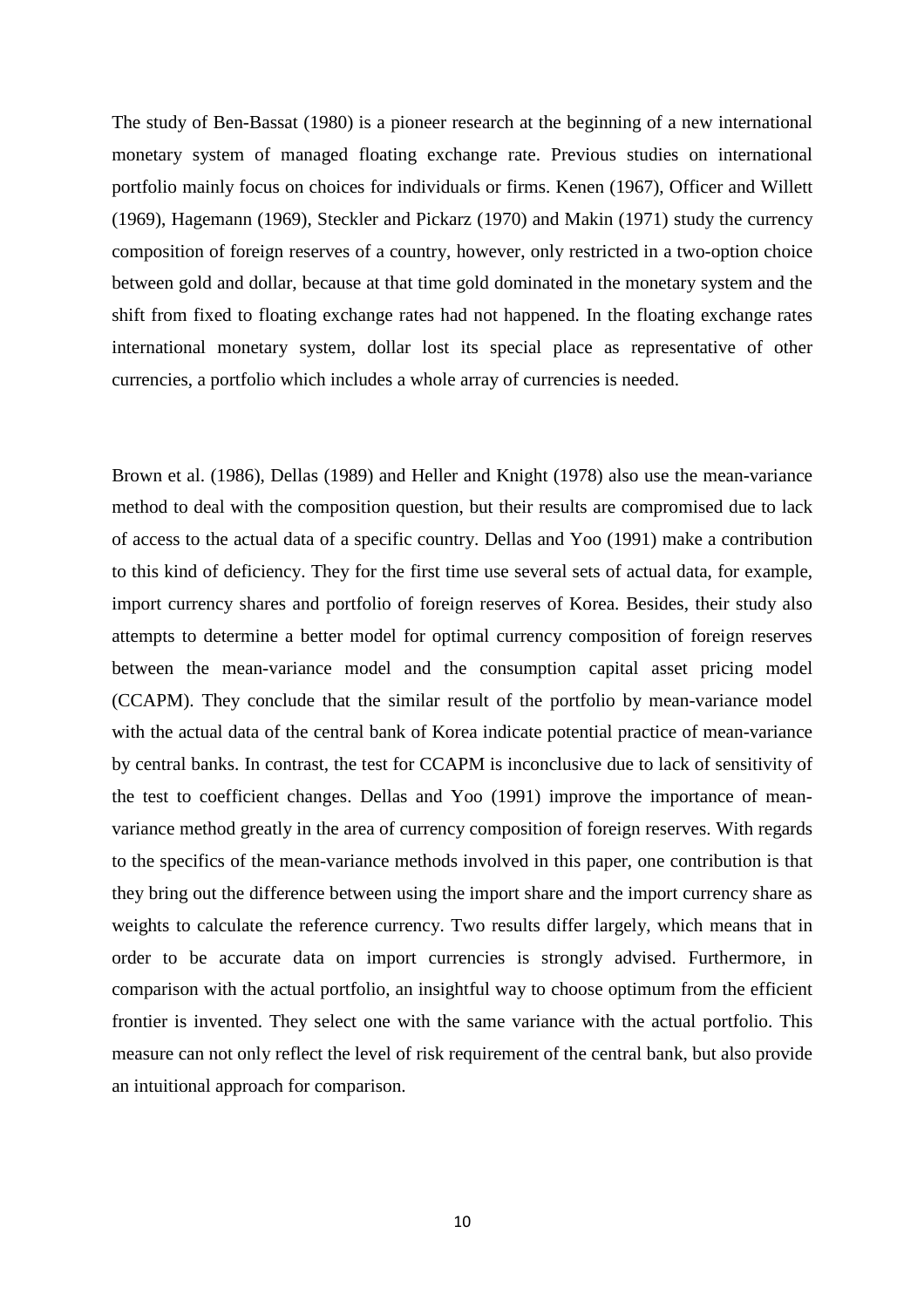The study of Ben-Bassat (1980) is a pioneer research at the beginning of a new international monetary system of managed floating exchange rate. Previous studies on international portfolio mainly focus on choices for individuals or firms. Kenen (1967), Officer and Willett (1969), Hagemann (1969), Steckler and Pickarz (1970) and Makin (1971) study the currency composition of foreign reserves of a country, however, only restricted in a two-option choice between gold and dollar, because at that time gold dominated in the monetary system and the shift from fixed to floating exchange rates had not happened. In the floating exchange rates international monetary system, dollar lost its special place as representative of other currencies, a portfolio which includes a whole array of currencies is needed.

Brown et al. (1986), Dellas (1989) and Heller and Knight (1978) also use the mean-variance method to deal with the composition question, but their results are compromised due to lack of access to the actual data of a specific country. Dellas and Yoo (1991) make a contribution to this kind of deficiency. They for the first time use several sets of actual data, for example, import currency shares and portfolio of foreign reserves of Korea. Besides, their study also attempts to determine a better model for optimal currency composition of foreign reserves between the mean-variance model and the consumption capital asset pricing model (CCAPM). They conclude that the similar result of the portfolio by mean-variance model with the actual data of the central bank of Korea indicate potential practice of mean-variance by central banks. In contrast, the test for CCAPM is inconclusive due to lack of sensitivity of the test to coefficient changes. Dellas and Yoo (1991) improve the importance of mean-variance method greatly in the area of currency composition of foreign reserves. With regards to the specifics of the mean-variance methods involved in this paper, one contribution is that they bring out the difference between using the import share and the import currency share as weights to calculate the reference currency. Two results differ largely, which means that in order to be accurate data on import currencies is strongly advised. Furthermore, in comparison with the actual portfolio, an insightful way to choose optimum from the efficient frontier is invented. They select one with the same variance with the actual portfolio. This measure can not only reflect the level of risk requirement of the central bank, but also provide an intuitional approach for comparison.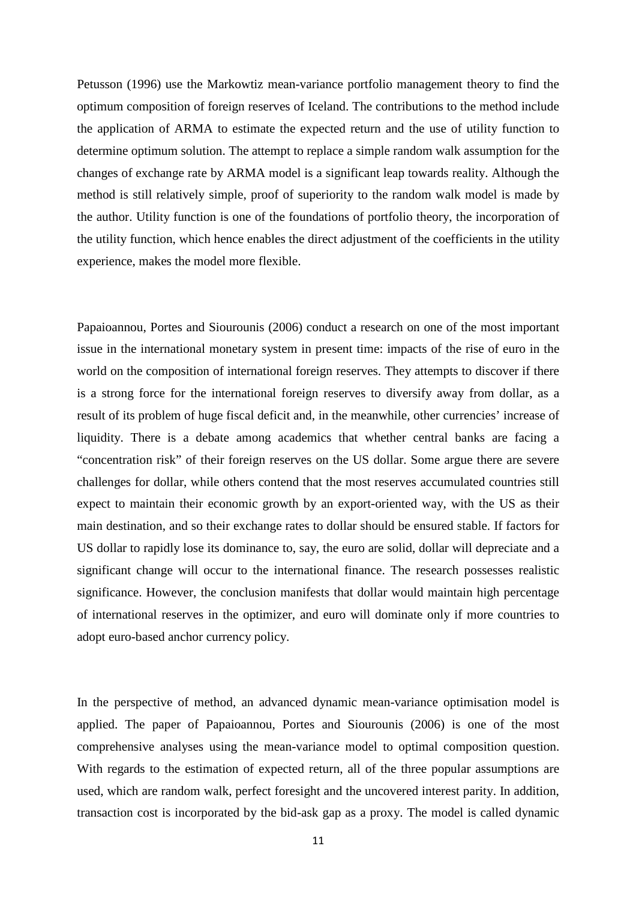Petusson (1996) use the Markowtiz mean-variance portfolio management theory to find the optimum composition of foreign reserves of Iceland. The contributions to the method include the application of ARMA to estimate the expected return and the use of utility function to determine optimum solution. The attempt to replace a simple random walk assumption for the changes of exchange rate by ARMA model is a significant leap towards reality. Although the method is still relatively simple, proof of superiority to the random walk model is made by the author. Utility function is one of the foundations of portfolio theory, the incorporation of the utility function, which hence enables the direct adjustment of the coefficients in the utility experience, makes the model more flexible.

Papaioannou, Portes and Siourounis (2006) conduct a research on one of the most important issue in the international monetary system in present time: impacts of the rise of euro in the world on the composition of international foreign reserves. They attempts to discover if there is a strong force for the international foreign reserves to diversify away from dollar, as a result of its problem of huge fiscal deficit and, in the meanwhile, other currencies' increase of liquidity. There is a debate among academics that whether central banks are facing a "concentration risk" of their foreign reserves on the US dollar. Some argue there are severe challenges for dollar, while others contend that the most reserves accumulated countries still expect to maintain their economic growth by an export-oriented way, with the US as their main destination, and so their exchange rates to dollar should be ensured stable. If factors for US dollar to rapidly lose its dominance to, say, the euro are solid, dollar will depreciate and a significant change will occur to the international finance. The research possesses realistic significance. However, the conclusion manifests that dollar would maintain high percentage of international reserves in the optimizer, and euro will dominate only if more countries to adopt euro-based anchor currency policy.

In the perspective of method, an advanced dynamic mean-variance optimisation model is applied. The paper of Papaioannou, Portes and Siourounis (2006) is one of the most comprehensive analyses using the mean-variance model to optimal composition question. With regards to the estimation of expected return, all of the three popular assumptions are used, which are random walk, perfect foresight and the uncovered interest parity. In addition, transaction cost is incorporated by the bid-ask gap as a proxy. The model is called dynamic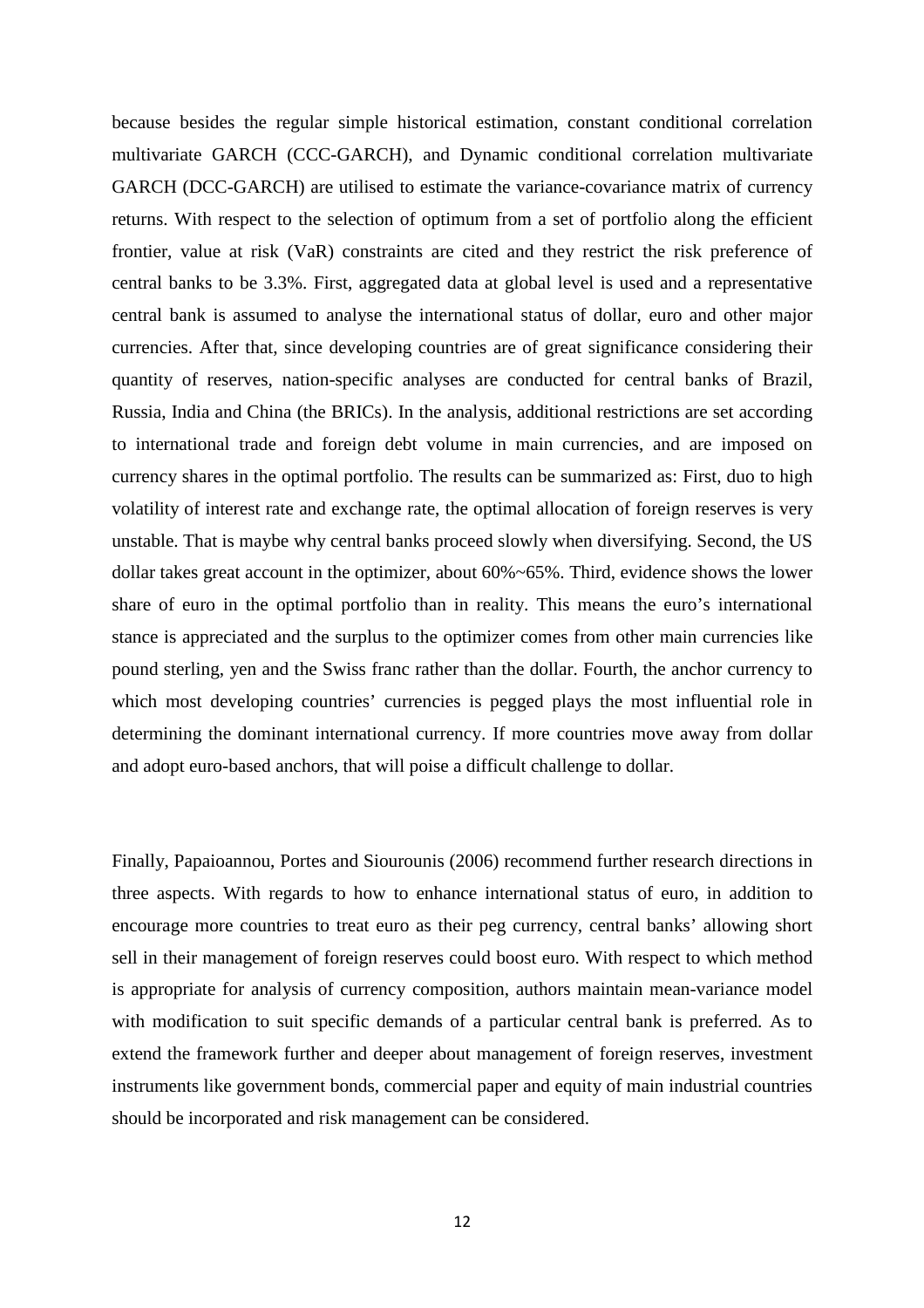because besides the regular simple historical estimation, constant conditional correlation multivariate GARCH (CCC-GARCH), and Dynamic conditional correlation multivariate GARCH (DCC-GARCH) are utilised to estimate the variance-covariance matrix of currency returns. With respect to the selection of optimum from a set of portfolio along the efficient frontier, value at risk (VaR) constraints are cited and they restrict the risk preference of central banks to be 3.3%. First, aggregated data at global level is used and a representative central bank is assumed to analyse the international status of dollar, euro and other major currencies. After that, since developing countries are of great significance considering their quantity of reserves, nation-specific analyses are conducted for central banks of Brazil, Russia, India and China (the BRICs). In the analysis, additional restrictions are set according to international trade and foreign debt volume in main currencies, and are imposed on currency shares in the optimal portfolio. The results can be summarized as: First, duo to high volatility of interest rate and exchange rate, the optimal allocation of foreign reserves is very unstable. That is maybe why central banks proceed slowly when diversifying. Second, the US dollar takes great account in the optimizer, about 60%~65%. Third, evidence shows the lower share of euro in the optimal portfolio than in reality. This means the euro's international stance is appreciated and the surplus to the optimizer comes from other main currencies like pound sterling, yen and the Swiss franc rather than the dollar. Fourth, the anchor currency to which most developing countries' currencies is pegged plays the most influential role in determining the dominant international currency. If more countries move away from dollar and adopt euro-based anchors, that will poise a difficult challenge to dollar.

Finally, Papaioannou, Portes and Siourounis (2006) recommend further research directions in three aspects. With regards to how to enhance international status of euro, in addition to encourage more countries to treat euro as their peg currency, central banks' allowing short sell in their management of foreign reserves could boost euro. With respect to which method is appropriate for analysis of currency composition, authors maintain mean-variance model with modification to suit specific demands of a particular central bank is preferred. As to extend the framework further and deeper about management of foreign reserves, investment instruments like government bonds, commercial paper and equity of main industrial countries should be incorporated and risk management can be considered.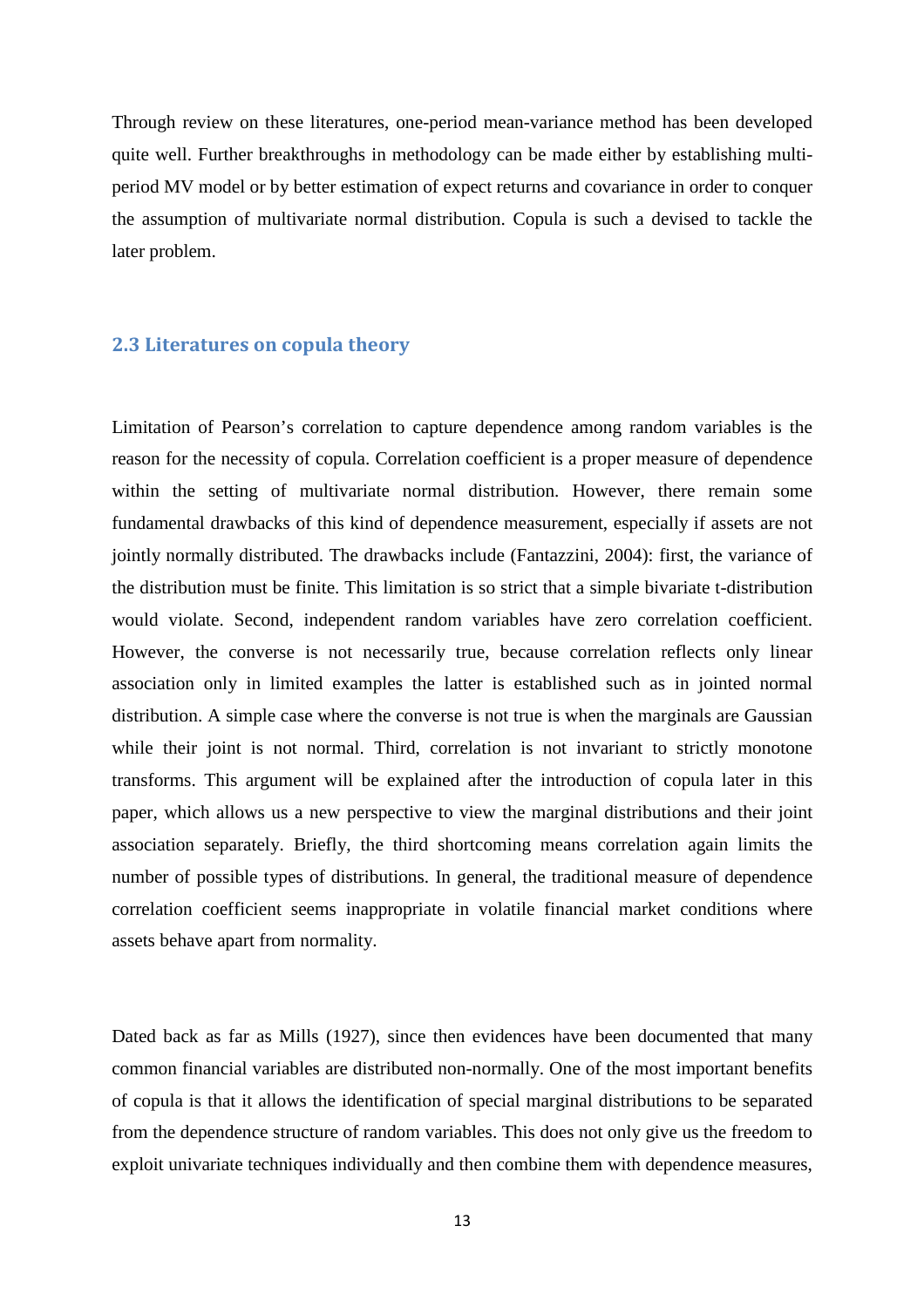Through review on these literatures, one-period mean-variance method has been developed quite well. Further breakthroughs in methodology can be made either by establishing multi-period MV model or by better estimation of expect returns and covariance in order to conquer the assumption of multivariate normal distribution. Copula is such a devised to tackle the later problem.

## 2.3 Literatures on copula theory

Limitation of Pearson's correlation to capture dependence among random variables is the reason for the necessity of copula. Correlation coefficient is a proper measure of dependence within the setting of multivariate normal distribution. However, there remain some fundamental drawbacks of this kind of dependence measurement, especially if assets are not jointly normally distributed. The drawbacks include (Fantazzini, 2004): first, the variance of the distribution must be finite. This limitation is so strict that a simple bivariate t-distribution would violate. Second, independent random variables have zero correlation coefficient. However, the converse is not necessarily true, because correlation reflects only linear association only in limited examples the latter is established such as in jointed normal distribution. A simple case where the converse is not true is when the marginals are Gaussian while their joint is not normal. Third, correlation is not invariant to strictly monotone transforms. This argument will be explained after the introduction of copula later in this paper, which allows us a new perspective to view the marginal distributions and their joint association separately. Briefly, the third shortcoming means correlation again limits the number of possible types of distributions. In general, the traditional measure of dependence correlation coefficient seems inappropriate in volatile financial market conditions where assets behave apart from normality.

Dated back as far as Mills (1927), since then evidences have been documented that many common financial variables are distributed non-normally. One of the most important benefits of copula is that it allows the identification of special marginal distributions to be separated from the dependence structure of random variables. This does not only give us the freedom to exploit univariate techniques individually and then combine them with dependence measures,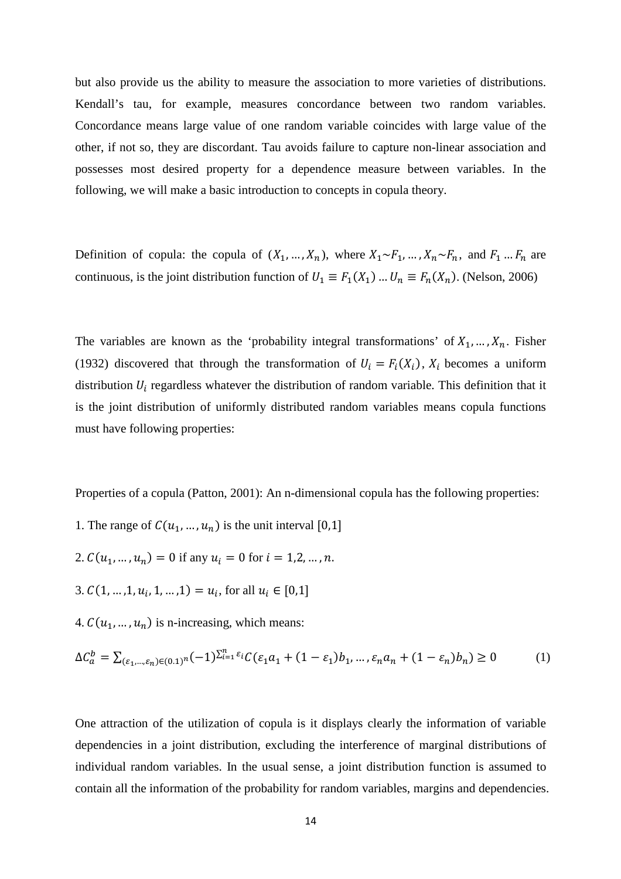but also provide us the ability to measure the association to more varieties of distributions. Kendall's tau, for example, measures concordance between two random variables. Concordance means large value of one random variable coincides with large value of the other, if not so, they are discordant. Tau avoids failure to capture non-linear association and possesses most desired property for a dependence measure between variables. In the following, we will make a basic introduction to concepts in copula theory.

Definition of copula: the copula of $(X_1, \ldots, X_n)$, where $X_1 \sim F_1, \ldots, X_n \sim F_n$, and $F_1 \ldots F_n$ are continuous, is the joint distribution function of $U_1 \equiv F_1(X_1) \ldots U_n \equiv F_n(X_n)$. (Nelson, 2006)

The variables are known as the 'probability integral transformations' of $X_1, \ldots, X_n$. Fisher (1932) discovered that through the transformation of $U_i = F_i(X_i)$, $X_i$ becomes a uniform distribution $U_i$ regardless whatever the distribution of random variable. This definition that it is the joint distribution of uniformly distributed random variables means copula functions must have following properties:

Properties of a copula (Patton, 2001): An n-dimensional copula has the following properties:

1. The range of $C(u_1, \ldots, u_n)$ is the unit interval [0,1]

2. $C(u_1, \ldots, u_n) = 0$ if any $u_i = 0$ for $i = 1,2, \ldots, n$.

3. $C(1, \ldots, 1, u_i, 1, \ldots, 1) = u_i$, for all $u_i \in [0,1]$

4. $C(u_1, \ldots, u_n)$ is n-increasing, which means:

$$\Delta C_a^b = \sum_{(\varepsilon_1, \ldots, \varepsilon_n) \in (0.1)^n} (-1)^{\sum_{i=1}^n \varepsilon_i} C(\varepsilon_1 a_1 + (1-\varepsilon_1) b_1, \ldots, \varepsilon_n a_n + (1-\varepsilon_n) b_n) \geq 0 \qquad (1)$$

One attraction of the utilization of copula is it displays clearly the information of variable dependencies in a joint distribution, excluding the interference of marginal distributions of individual random variables. In the usual sense, a joint distribution function is assumed to contain all the information of the probability for random variables, margins and dependencies.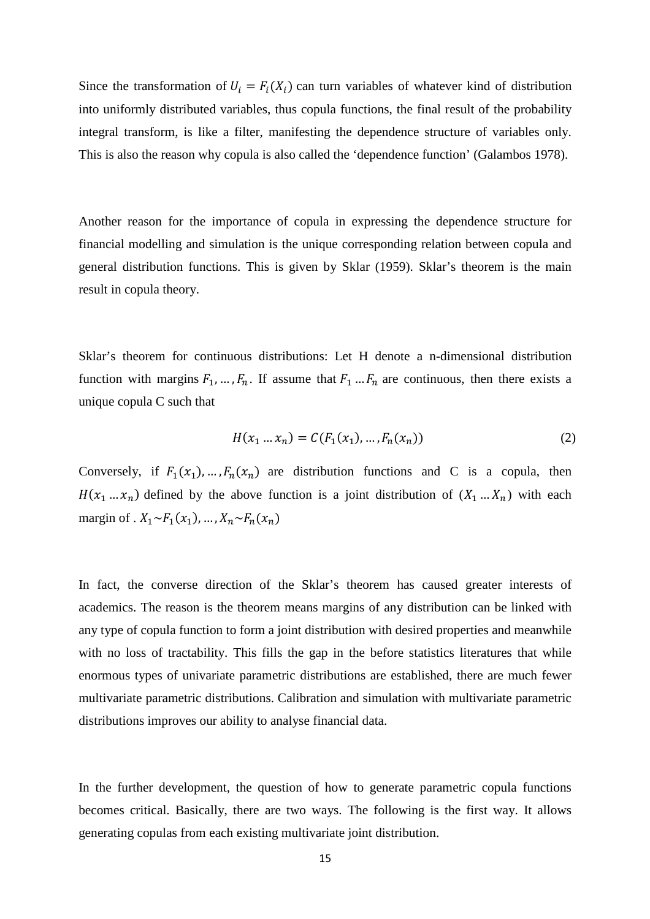Since the transformation of $U_i = F_i(X_i)$ can turn variables of whatever kind of distribution into uniformly distributed variables, thus copula functions, the final result of the probability integral transform, is like a filter, manifesting the dependence structure of variables only. This is also the reason why copula is also called the 'dependence function' (Galambos 1978).

Another reason for the importance of copula in expressing the dependence structure for financial modelling and simulation is the unique corresponding relation between copula and general distribution functions. This is given by Sklar (1959). Sklar's theorem is the main result in copula theory.

Sklar's theorem for continuous distributions: Let H denote a n-dimensional distribution function with margins $F_1, \ldots, F_n$. If assume that $F_1 \ldots F_n$ are continuous, then there exists a unique copula C such that

$$H(x_1 \ldots x_n) = C(F_1(x_1), \ldots, F_n(x_n)) \tag{2}$$

Conversely, if $F_1(x_1), \ldots, F_n(x_n)$ are distribution functions and C is a copula, then $H(x_1 \ldots x_n)$ defined by the above function is a joint distribution of $(X_1 \ldots X_n)$ with each margin of . $X_1 \sim F_1(x_1), \ldots, X_n \sim F_n(x_n)$

In fact, the converse direction of the Sklar's theorem has caused greater interests of academics. The reason is the theorem means margins of any distribution can be linked with any type of copula function to form a joint distribution with desired properties and meanwhile with no loss of tractability. This fills the gap in the before statistics literatures that while enormous types of univariate parametric distributions are established, there are much fewer multivariate parametric distributions. Calibration and simulation with multivariate parametric distributions improves our ability to analyse financial data.

In the further development, the question of how to generate parametric copula functions becomes critical. Basically, there are two ways. The following is the first way. It allows generating copulas from each existing multivariate joint distribution.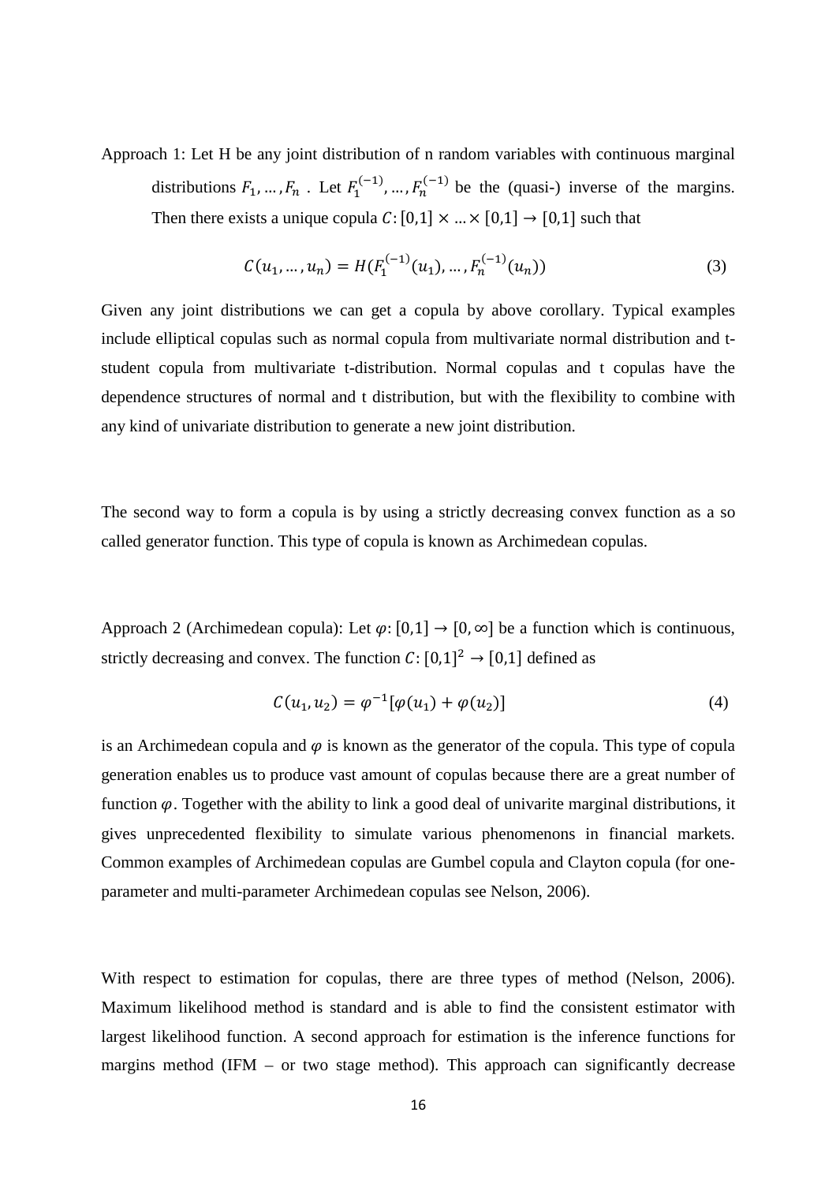Approach 1: Let H be any joint distribution of n random variables with continuous marginal distributions $F_1, \ldots, F_n$ . Let $F_1^{(-1)}, \ldots, F_n^{(-1)}$ be the (quasi-) inverse of the margins. Then there exists a unique copula $C: [0,1] \times \ldots \times [0,1] \to [0,1]$ such that

$$C(u_1, \ldots, u_n) = H(F_1^{(-1)}(u_1), \ldots, F_n^{(-1)}(u_n)) \tag{3}$$

Given any joint distributions we can get a copula by above corollary. Typical examples include elliptical copulas such as normal copula from multivariate normal distribution and t-student copula from multivariate t-distribution. Normal copulas and t copulas have the dependence structures of normal and t distribution, but with the flexibility to combine with any kind of univariate distribution to generate a new joint distribution.

The second way to form a copula is by using a strictly decreasing convex function as a so called generator function. This type of copula is known as Archimedean copulas.

Approach 2 (Archimedean copula): Let $\varphi: [0,1] \to [0, \infty]$ be a function which is continuous, strictly decreasing and convex. The function $C: [0,1]^2 \to [0,1]$ defined as

$$C(u_1, u_2) = \varphi^{-1}[\varphi(u_1) + \varphi(u_2)] \tag{4}$$

is an Archimedean copula and $\varphi$ is known as the generator of the copula. This type of copula generation enables us to produce vast amount of copulas because there are a great number of function $\varphi$. Together with the ability to link a good deal of univarite marginal distributions, it gives unprecedented flexibility to simulate various phenomenons in financial markets. Common examples of Archimedean copulas are Gumbel copula and Clayton copula (for one-parameter and multi-parameter Archimedean copulas see Nelson, 2006).

With respect to estimation for copulas, there are three types of method (Nelson, 2006). Maximum likelihood method is standard and is able to find the consistent estimator with largest likelihood function. A second approach for estimation is the inference functions for margins method (IFM – or two stage method). This approach can significantly decrease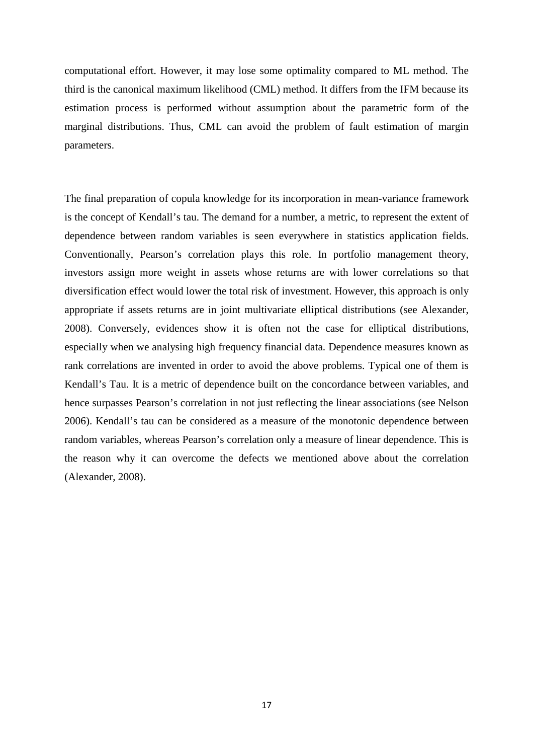computational effort. However, it may lose some optimality compared to ML method. The third is the canonical maximum likelihood (CML) method. It differs from the IFM because its estimation process is performed without assumption about the parametric form of the marginal distributions. Thus, CML can avoid the problem of fault estimation of margin parameters.

The final preparation of copula knowledge for its incorporation in mean-variance framework is the concept of Kendall's tau. The demand for a number, a metric, to represent the extent of dependence between random variables is seen everywhere in statistics application fields. Conventionally, Pearson's correlation plays this role. In portfolio management theory, investors assign more weight in assets whose returns are with lower correlations so that diversification effect would lower the total risk of investment. However, this approach is only appropriate if assets returns are in joint multivariate elliptical distributions (see Alexander, 2008). Conversely, evidences show it is often not the case for elliptical distributions, especially when we analysing high frequency financial data. Dependence measures known as rank correlations are invented in order to avoid the above problems. Typical one of them is Kendall's Tau. It is a metric of dependence built on the concordance between variables, and hence surpasses Pearson's correlation in not just reflecting the linear associations (see Nelson 2006). Kendall's tau can be considered as a measure of the monotonic dependence between random variables, whereas Pearson's correlation only a measure of linear dependence. This is the reason why it can overcome the defects we mentioned above about the correlation (Alexander, 2008).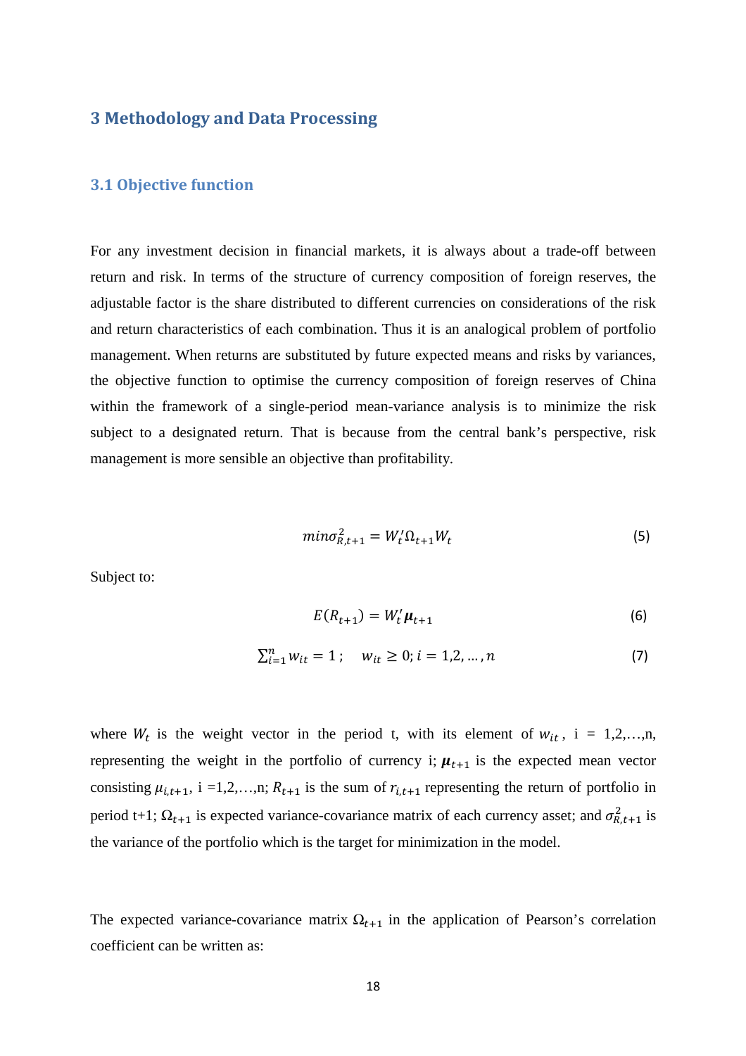## 3 Methodology and Data Processing

### 3.1 Objective function

For any investment decision in financial markets, it is always about a trade-off between return and risk. In terms of the structure of currency composition of foreign reserves, the adjustable factor is the share distributed to different currencies on considerations of the risk and return characteristics of each combination. Thus it is an analogical problem of portfolio management. When returns are substituted by future expected means and risks by variances, the objective function to optimise the currency composition of foreign reserves of China within the framework of a single-period mean-variance analysis is to minimize the risk subject to a designated return. That is because from the central bank's perspective, risk management is more sensible an objective than profitability.

$$min\sigma_{R,t+1}^2 = W_t'\Omega_{t+1}W_t \tag{5}$$

Subject to:

$$E(R_{t+1}) = W_t'\boldsymbol{\mu}_{t+1} \tag{6}$$

$$\sum_{i=1}^{n} w_{it} = 1\,; \quad w_{it} \geq 0; i = 1,2,\ldots,n \tag{7}$$

where $W_t$ is the weight vector in the period t, with its element of $w_{it}$, i = 1,2,…,n, representing the weight in the portfolio of currency i; $\boldsymbol{\mu}_{t+1}$ is the expected mean vector consisting $\mu_{i,t+1}$, i =1,2,…,n; $R_{t+1}$ is the sum of $r_{i,t+1}$ representing the return of portfolio in period t+1; $\boldsymbol{\Omega}_{t+1}$ is expected variance-covariance matrix of each currency asset; and $\sigma_{R,t+1}^2$ is the variance of the portfolio which is the target for minimization in the model.

The expected variance-covariance matrix $\boldsymbol{\Omega}_{t+1}$ in the application of Pearson's correlation coefficient can be written as: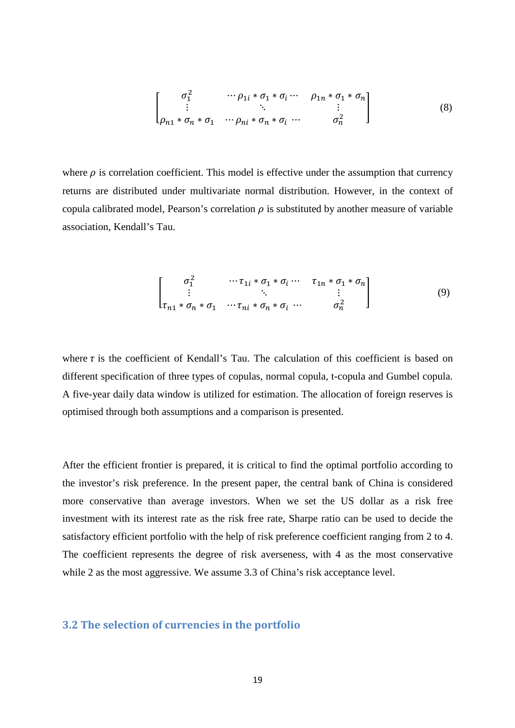$$\begin{bmatrix} \sigma_1^2 & \cdots \rho_{1i} * \sigma_1 * \sigma_i \cdots & \rho_{1n} * \sigma_1 * \sigma_n \\ \vdots & \ddots & \vdots \\ \rho_{n1} * \sigma_n * \sigma_1 & \cdots \rho_{ni} * \sigma_n * \sigma_i \cdots & \sigma_n^2 \end{bmatrix} \tag{8}$$

where $\rho$ is correlation coefficient. This model is effective under the assumption that currency returns are distributed under multivariate normal distribution. However, in the context of copula calibrated model, Pearson's correlation $\rho$ is substituted by another measure of variable association, Kendall's Tau.

$$\begin{bmatrix} \sigma_1^2 & \cdots \tau_{1i} * \sigma_1 * \sigma_i \cdots & \tau_{1n} * \sigma_1 * \sigma_n \\ \vdots & \ddots & \vdots \\ \tau_{n1} * \sigma_n * \sigma_1 & \cdots \tau_{ni} * \sigma_n * \sigma_i \cdots & \sigma_n^2 \end{bmatrix} \tag{9}$$

where $\tau$ is the coefficient of Kendall's Tau. The calculation of this coefficient is based on different specification of three types of copulas, normal copula, t-copula and Gumbel copula. A five-year daily data window is utilized for estimation. The allocation of foreign reserves is optimised through both assumptions and a comparison is presented.

After the efficient frontier is prepared, it is critical to find the optimal portfolio according to the investor's risk preference. In the present paper, the central bank of China is considered more conservative than average investors. When we set the US dollar as a risk free investment with its interest rate as the risk free rate, Sharpe ratio can be used to decide the satisfactory efficient portfolio with the help of risk preference coefficient ranging from 2 to 4. The coefficient represents the degree of risk averseness, with 4 as the most conservative while 2 as the most aggressive. We assume 3.3 of China's risk acceptance level.

### 3.2 The selection of currencies in the portfolio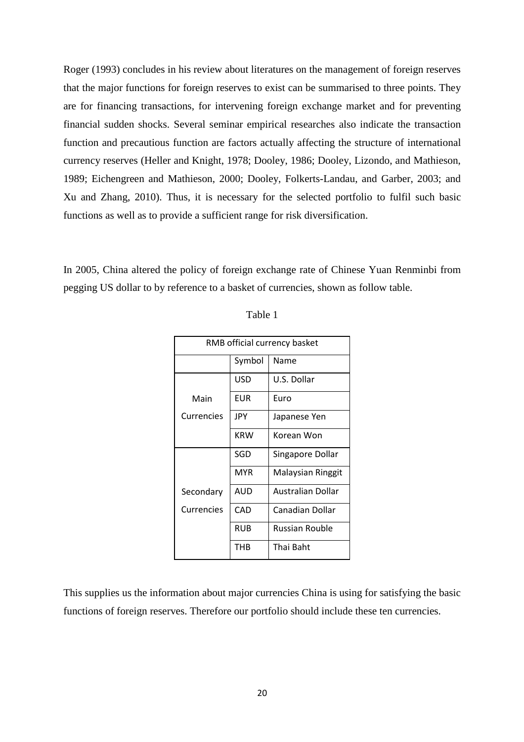Roger (1993) concludes in his review about literatures on the management of foreign reserves that the major functions for foreign reserves to exist can be summarised to three points. They are for financing transactions, for intervening foreign exchange market and for preventing financial sudden shocks. Several seminar empirical researches also indicate the transaction function and precautious function are factors actually affecting the structure of international currency reserves (Heller and Knight, 1978; Dooley, 1986; Dooley, Lizondo, and Mathieson, 1989; Eichengreen and Mathieson, 2000; Dooley, Folkerts-Landau, and Garber, 2003; and Xu and Zhang, 2010). Thus, it is necessary for the selected portfolio to fulfil such basic functions as well as to provide a sufficient range for risk diversification.

In 2005, China altered the policy of foreign exchange rate of Chinese Yuan Renminbi from pegging US dollar to by reference to a basket of currencies, shown as follow table.

Table 1

| RMB official currency basket | | |
|---|---|---|
| | Symbol | Name |
| Main Currencies | USD | U.S. Dollar |
| | EUR | Euro |
| | JPY | Japanese Yen |
| | KRW | Korean Won |
| Secondary Currencies | SGD | Singapore Dollar |
| | MYR | Malaysian Ringgit |
| | AUD | Australian Dollar |
| | CAD | Canadian Dollar |
| | RUB | Russian Rouble |
| | THB | Thai Baht |

This supplies us the information about major currencies China is using for satisfying the basic functions of foreign reserves. Therefore our portfolio should include these ten currencies.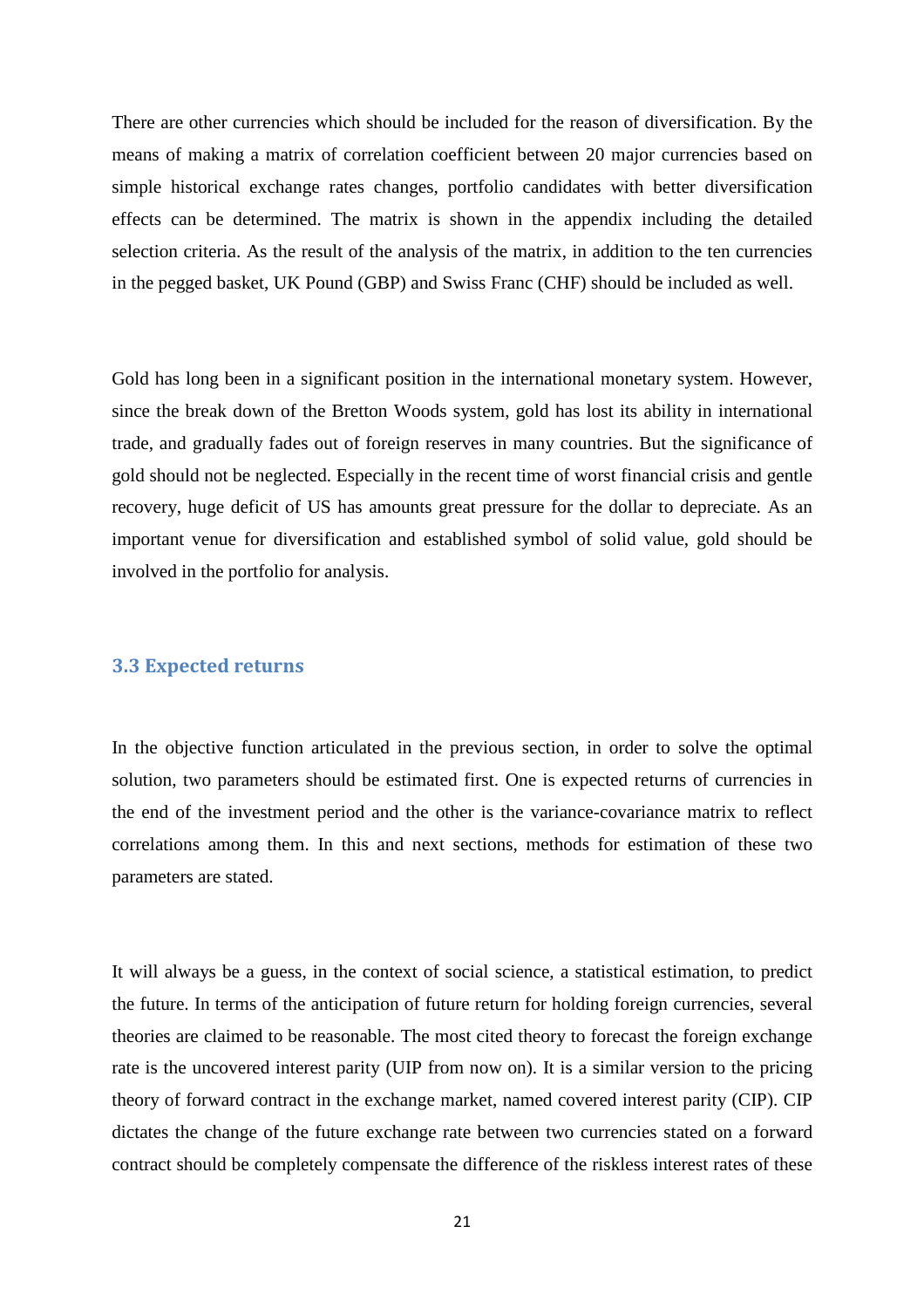There are other currencies which should be included for the reason of diversification. By the means of making a matrix of correlation coefficient between 20 major currencies based on simple historical exchange rates changes, portfolio candidates with better diversification effects can be determined. The matrix is shown in the appendix including the detailed selection criteria. As the result of the analysis of the matrix, in addition to the ten currencies in the pegged basket, UK Pound (GBP) and Swiss Franc (CHF) should be included as well.

Gold has long been in a significant position in the international monetary system. However, since the break down of the Bretton Woods system, gold has lost its ability in international trade, and gradually fades out of foreign reserves in many countries. But the significance of gold should not be neglected. Especially in the recent time of worst financial crisis and gentle recovery, huge deficit of US has amounts great pressure for the dollar to depreciate. As an important venue for diversification and established symbol of solid value, gold should be involved in the portfolio for analysis.

### 3.3 Expected returns

In the objective function articulated in the previous section, in order to solve the optimal solution, two parameters should be estimated first. One is expected returns of currencies in the end of the investment period and the other is the variance-covariance matrix to reflect correlations among them. In this and next sections, methods for estimation of these two parameters are stated.

It will always be a guess, in the context of social science, a statistical estimation, to predict the future. In terms of the anticipation of future return for holding foreign currencies, several theories are claimed to be reasonable. The most cited theory to forecast the foreign exchange rate is the uncovered interest parity (UIP from now on). It is a similar version to the pricing theory of forward contract in the exchange market, named covered interest parity (CIP). CIP dictates the change of the future exchange rate between two currencies stated on a forward contract should be completely compensate the difference of the riskless interest rates of these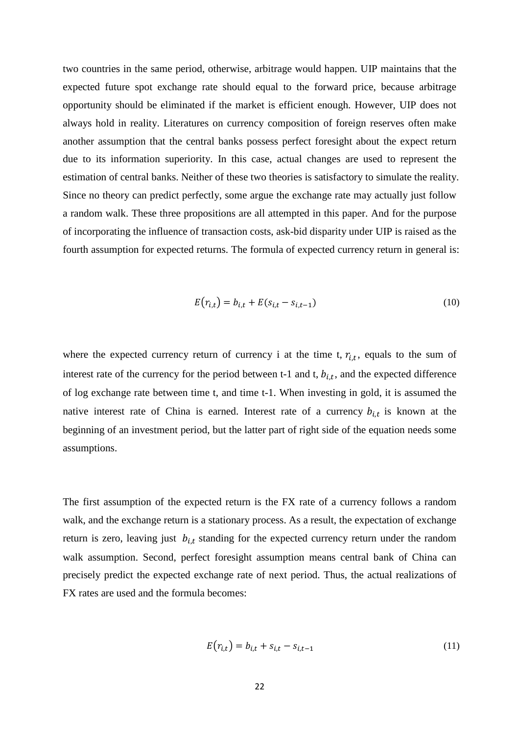two countries in the same period, otherwise, arbitrage would happen. UIP maintains that the expected future spot exchange rate should equal to the forward price, because arbitrage opportunity should be eliminated if the market is efficient enough. However, UIP does not always hold in reality. Literatures on currency composition of foreign reserves often make another assumption that the central banks possess perfect foresight about the expect return due to its information superiority. In this case, actual changes are used to represent the estimation of central banks. Neither of these two theories is satisfactory to simulate the reality. Since no theory can predict perfectly, some argue the exchange rate may actually just follow a random walk. These three propositions are all attempted in this paper. And for the purpose of incorporating the influence of transaction costs, ask-bid disparity under UIP is raised as the fourth assumption for expected returns. The formula of expected currency return in general is:

$$E(r_{i,t}) = b_{i,t} + E(s_{i,t} - s_{i,t-1}) \tag{10}$$

where the expected currency return of currency i at the time t, $r_{i,t}$, equals to the sum of interest rate of the currency for the period between t-1 and t, $b_{i,t}$, and the expected difference of log exchange rate between time t, and time t-1. When investing in gold, it is assumed the native interest rate of China is earned. Interest rate of a currency $b_{i,t}$ is known at the beginning of an investment period, but the latter part of right side of the equation needs some assumptions.

The first assumption of the expected return is the FX rate of a currency follows a random walk, and the exchange return is a stationary process. As a result, the expectation of exchange return is zero, leaving just $b_{i,t}$ standing for the expected currency return under the random walk assumption. Second, perfect foresight assumption means central bank of China can precisely predict the expected exchange rate of next period. Thus, the actual realizations of FX rates are used and the formula becomes:

$$E(r_{i,t}) = b_{i,t} + s_{i,t} - s_{i,t-1} \tag{11}$$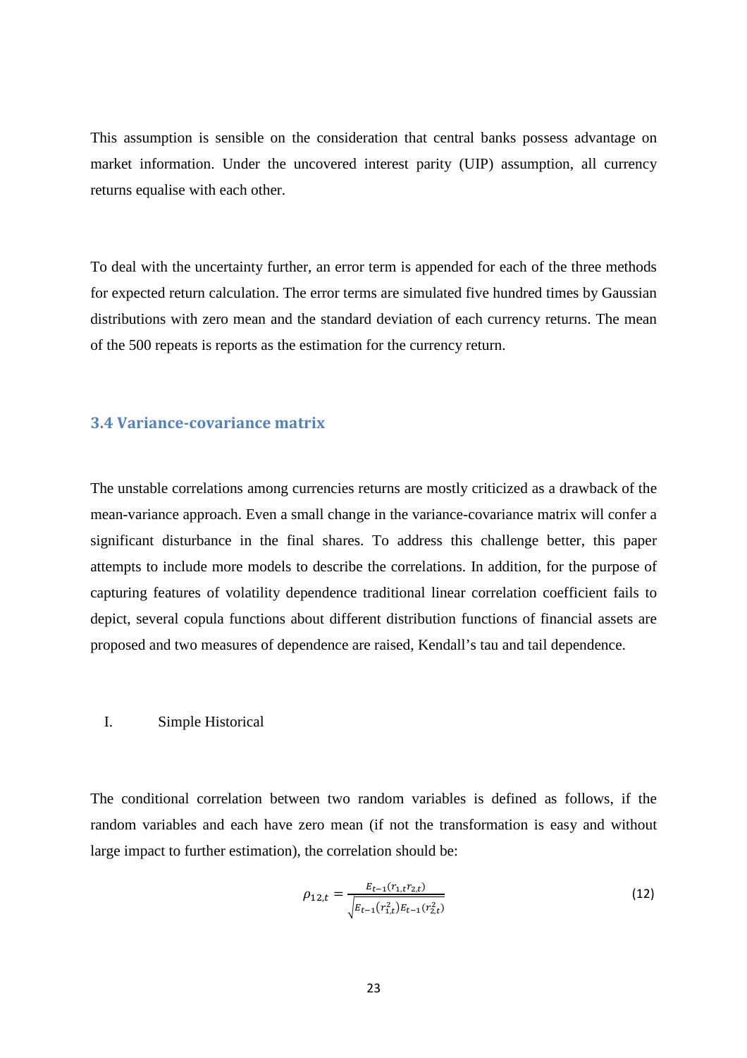This assumption is sensible on the consideration that central banks possess advantage on market information. Under the uncovered interest parity (UIP) assumption, all currency returns equalise with each other.

To deal with the uncertainty further, an error term is appended for each of the three methods for expected return calculation. The error terms are simulated five hundred times by Gaussian distributions with zero mean and the standard deviation of each currency returns. The mean of the 500 repeats is reports as the estimation for the currency return.

### 3.4 Variance-covariance matrix

The unstable correlations among currencies returns are mostly criticized as a drawback of the mean-variance approach. Even a small change in the variance-covariance matrix will confer a significant disturbance in the final shares. To address this challenge better, this paper attempts to include more models to describe the correlations. In addition, for the purpose of capturing features of volatility dependence traditional linear correlation coefficient fails to depict, several copula functions about different distribution functions of financial assets are proposed and two measures of dependence are raised, Kendall's tau and tail dependence.

I. Simple Historical

The conditional correlation between two random variables is defined as follows, if the random variables and each have zero mean (if not the transformation is easy and without large impact to further estimation), the correlation should be:

$$\rho_{12,t} = \frac{E_{t-1}(r_{1,t}r_{2,t})}{\sqrt{E_{t-1}(r_{1,t}^2)E_{t-1}(r_{2,t}^2)}} \tag{12}$$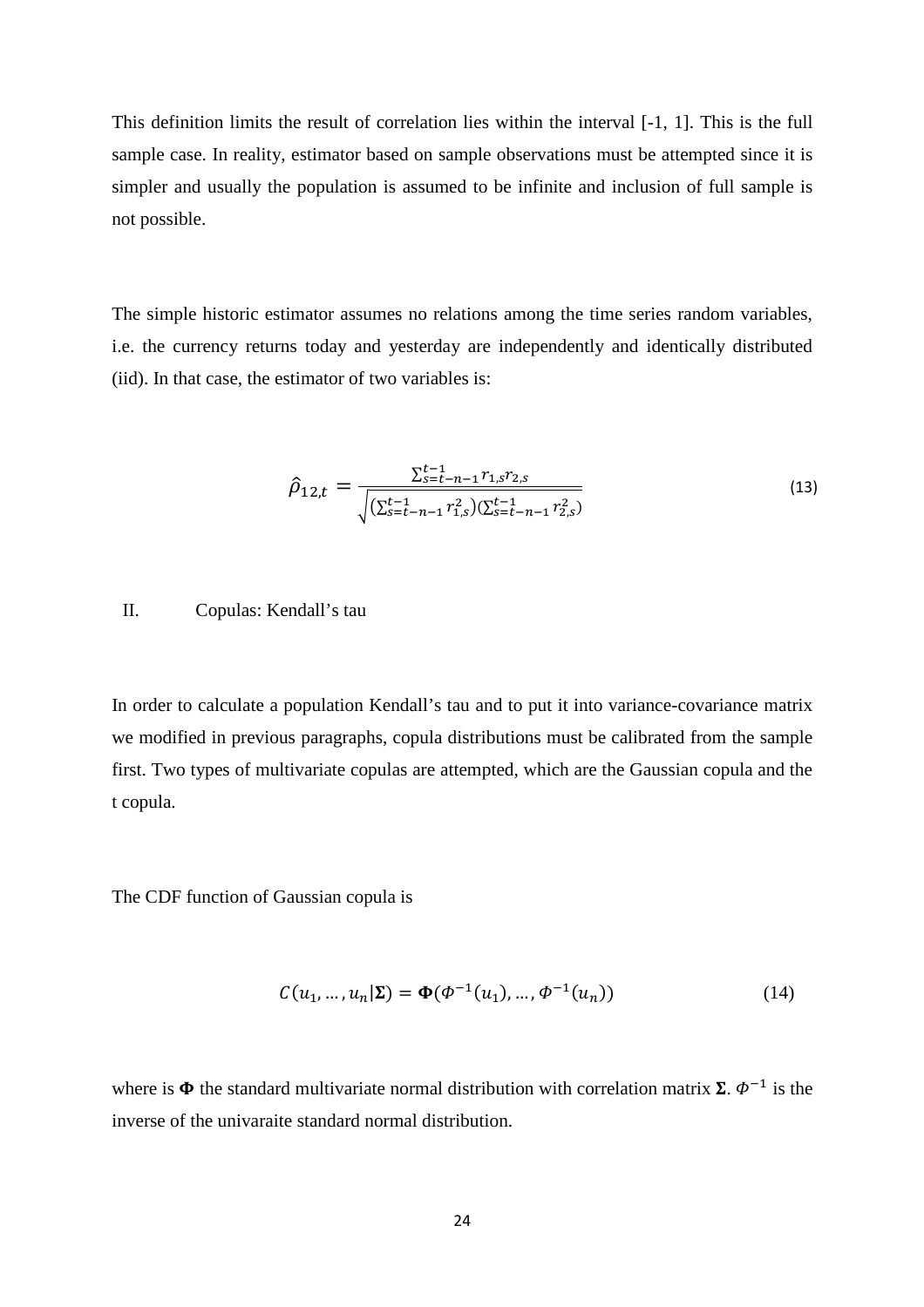This definition limits the result of correlation lies within the interval [-1, 1]. This is the full sample case. In reality, estimator based on sample observations must be attempted since it is simpler and usually the population is assumed to be infinite and inclusion of full sample is not possible.

The simple historic estimator assumes no relations among the time series random variables, i.e. the currency returns today and yesterday are independently and identically distributed (iid). In that case, the estimator of two variables is:

$$\hat{\rho}_{12,t} = \frac{\sum_{s=t-n-1}^{t-1} r_{1,s} r_{2,s}}{\sqrt{\left(\sum_{s=t-n-1}^{t-1} r_{1,s}^2\right)\left(\sum_{s=t-n-1}^{t-1} r_{2,s}^2\right)}} \tag{13}$$

II. Copulas: Kendall's tau

In order to calculate a population Kendall's tau and to put it into variance-covariance matrix we modified in previous paragraphs, copula distributions must be calibrated from the sample first. Two types of multivariate copulas are attempted, which are the Gaussian copula and the t copula.

The CDF function of Gaussian copula is

$$C(u_1, \dots, u_n | \mathbf{\Sigma}) = \mathbf{\Phi}(\Phi^{-1}(u_1), \dots, \Phi^{-1}(u_n)) \tag{14}$$

where is $\mathbf{\Phi}$ the standard multivariate normal distribution with correlation matrix $\mathbf{\Sigma}$. $\Phi^{-1}$ is the inverse of the univaraite standard normal distribution.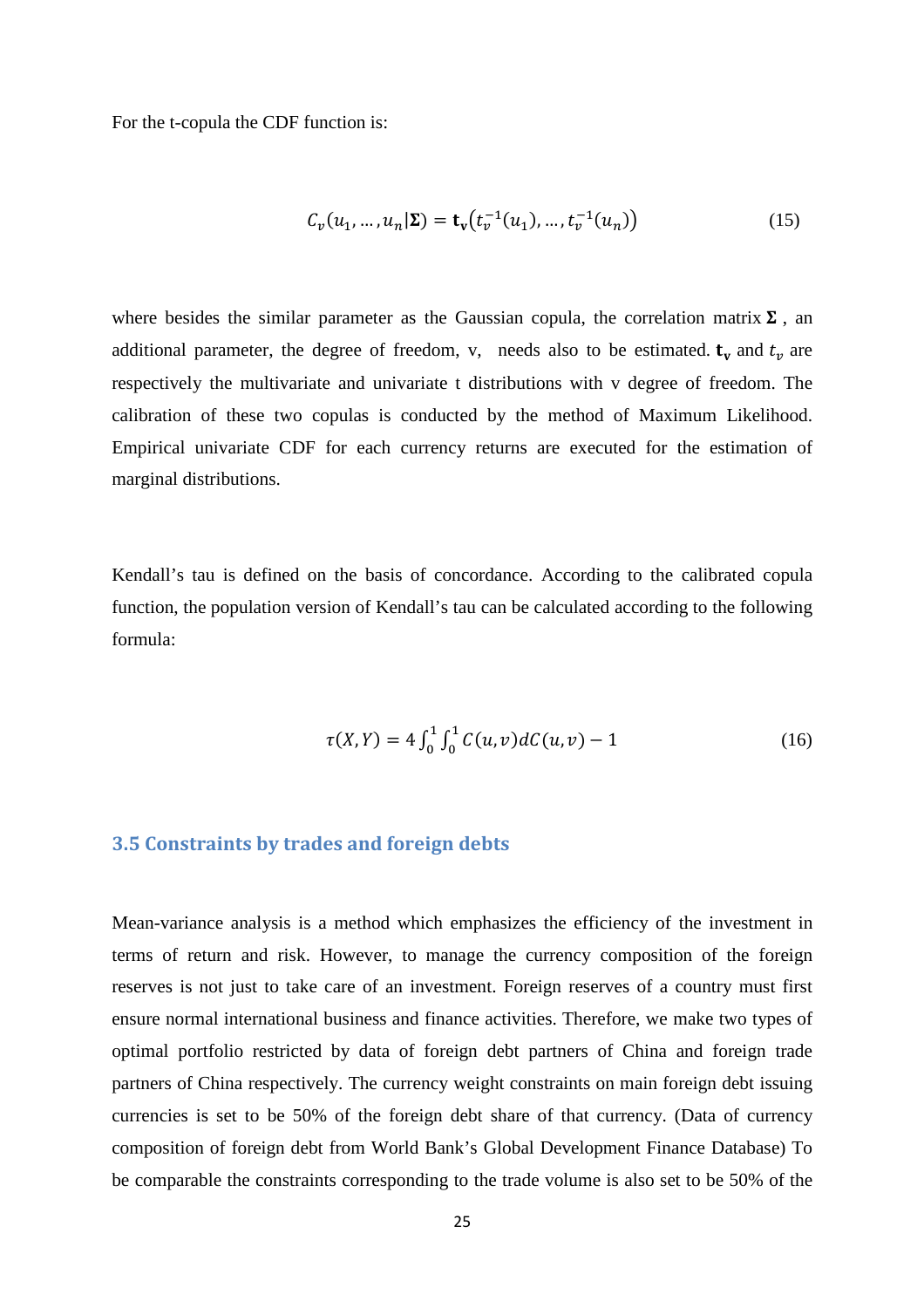For the t-copula the CDF function is:

$$C_v(u_1, \dots, u_n|\boldsymbol{\Sigma}) = \mathbf{t_v}\left(t_v^{-1}(u_1), \dots, t_v^{-1}(u_n)\right) \tag{15}$$

where besides the similar parameter as the Gaussian copula, the correlation matrix $\boldsymbol{\Sigma}$ , an additional parameter, the degree of freedom, v, needs also to be estimated. $\mathbf{t_v}$ and $t_v$ are respectively the multivariate and univariate t distributions with v degree of freedom. The calibration of these two copulas is conducted by the method of Maximum Likelihood. Empirical univariate CDF for each currency returns are executed for the estimation of marginal distributions.

Kendall's tau is defined on the basis of concordance. According to the calibrated copula function, the population version of Kendall's tau can be calculated according to the following formula:

$$\tau(X, Y) = 4\int_0^1 \int_0^1 C(u, v) dC(u, v) - 1 \tag{16}$$

### 3.5 Constraints by trades and foreign debts

Mean-variance analysis is a method which emphasizes the efficiency of the investment in terms of return and risk. However, to manage the currency composition of the foreign reserves is not just to take care of an investment. Foreign reserves of a country must first ensure normal international business and finance activities. Therefore, we make two types of optimal portfolio restricted by data of foreign debt partners of China and foreign trade partners of China respectively. The currency weight constraints on main foreign debt issuing currencies is set to be 50% of the foreign debt share of that currency. (Data of currency composition of foreign debt from World Bank's Global Development Finance Database) To be comparable the constraints corresponding to the trade volume is also set to be 50% of the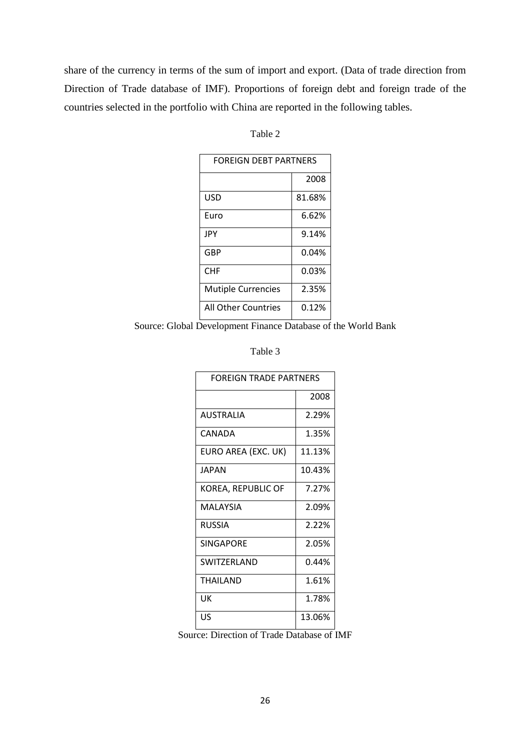share of the currency in terms of the sum of import and export. (Data of trade direction from Direction of Trade database of IMF). Proportions of foreign debt and foreign trade of the countries selected in the portfolio with China are reported in the following tables.

Table 2

| FOREIGN DEBT PARTNERS | |
|---|---|
| | 2008 |
| USD | 81.68% |
| Euro | 6.62% |
| JPY | 9.14% |
| GBP | 0.04% |
| CHF | 0.03% |
| Mutiple Currencies | 2.35% |
| All Other Countries | 0.12% |

Source: Global Development Finance Database of the World Bank

Table 3

| FOREIGN TRADE PARTNERS | |
|---|---|
| | 2008 |
| AUSTRALIA | 2.29% |
| CANADA | 1.35% |
| EURO AREA (EXC. UK) | 11.13% |
| JAPAN | 10.43% |
| KOREA, REPUBLIC OF | 7.27% |
| MALAYSIA | 2.09% |
| RUSSIA | 2.22% |
| SINGAPORE | 2.05% |
| SWITZERLAND | 0.44% |
| THAILAND | 1.61% |
| UK | 1.78% |
| US | 13.06% |

Source: Direction of Trade Database of IMF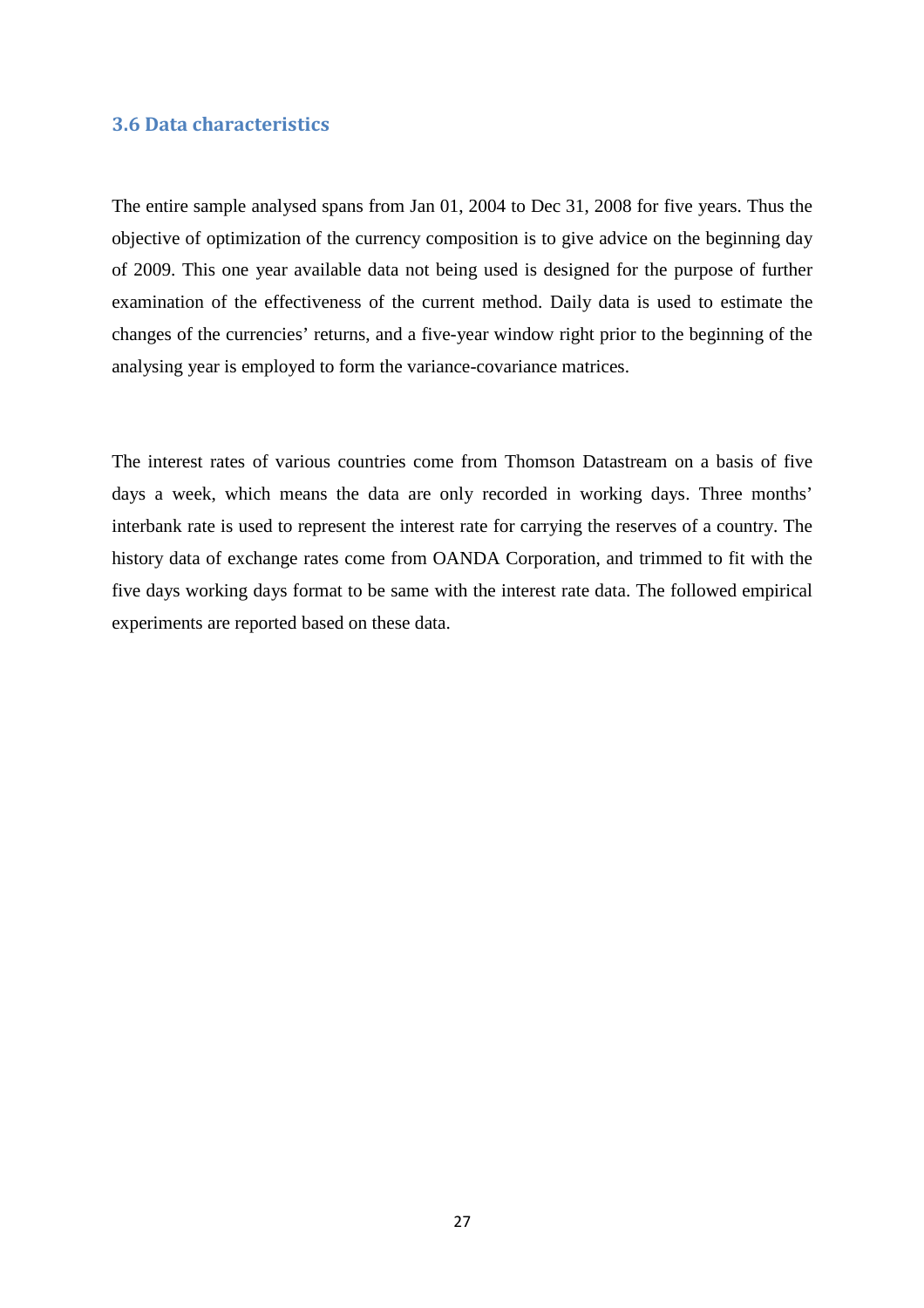### 3.6 Data characteristics

The entire sample analysed spans from Jan 01, 2004 to Dec 31, 2008 for five years. Thus the objective of optimization of the currency composition is to give advice on the beginning day of 2009. This one year available data not being used is designed for the purpose of further examination of the effectiveness of the current method. Daily data is used to estimate the changes of the currencies' returns, and a five-year window right prior to the beginning of the analysing year is employed to form the variance-covariance matrices.

The interest rates of various countries come from Thomson Datastream on a basis of five days a week, which means the data are only recorded in working days. Three months' interbank rate is used to represent the interest rate for carrying the reserves of a country. The history data of exchange rates come from OANDA Corporation, and trimmed to fit with the five days working days format to be same with the interest rate data. The followed empirical experiments are reported based on these data.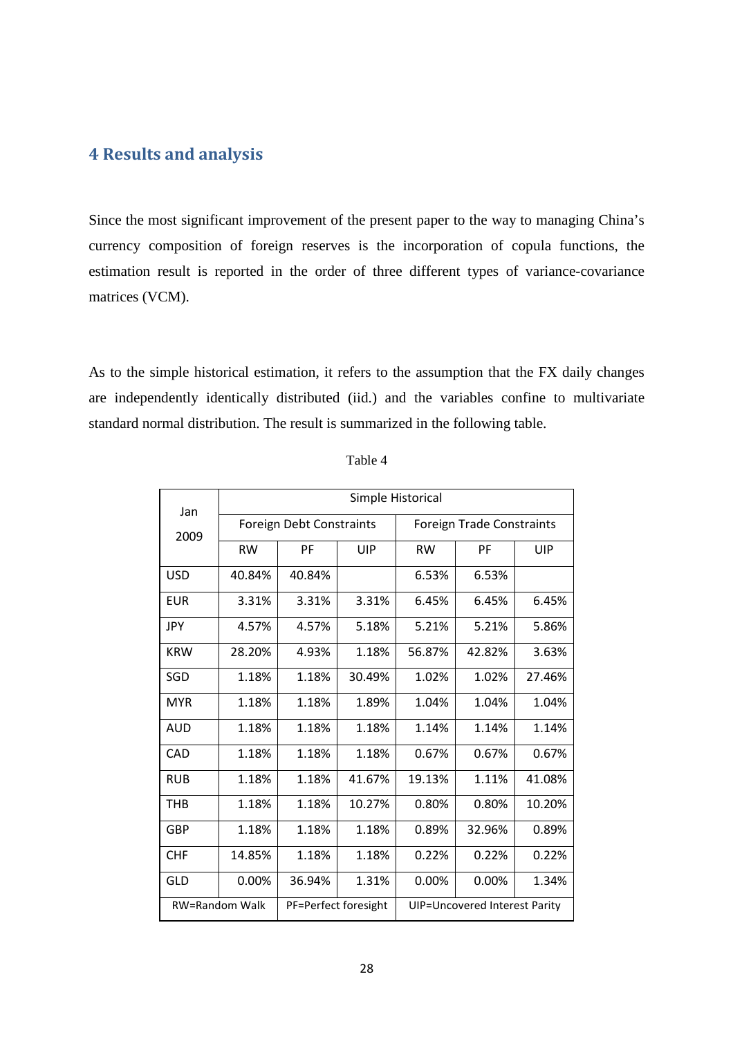## 4 Results and analysis

Since the most significant improvement of the present paper to the way to managing China's currency composition of foreign reserves is the incorporation of copula functions, the estimation result is reported in the order of three different types of variance-covariance matrices (VCM).

As to the simple historical estimation, it refers to the assumption that the FX daily changes are independently identically distributed (iid.) and the variables confine to multivariate standard normal distribution. The result is summarized in the following table.

Table 4

| Jan 2009 | Simple Historical | | | | | |
|---|---|---|---|---|---|---|
| | Foreign Debt Constraints | | | Foreign Trade Constraints | | |
| | RW | PF | UIP | RW | PF | UIP |
| USD | 40.84% | 40.84% | | 6.53% | 6.53% | |
| EUR | 3.31% | 3.31% | 3.31% | 6.45% | 6.45% | 6.45% |
| JPY | 4.57% | 4.57% | 5.18% | 5.21% | 5.21% | 5.86% |
| KRW | 28.20% | 4.93% | 1.18% | 56.87% | 42.82% | 3.63% |
| SGD | 1.18% | 1.18% | 30.49% | 1.02% | 1.02% | 27.46% |
| MYR | 1.18% | 1.18% | 1.89% | 1.04% | 1.04% | 1.04% |
| AUD | 1.18% | 1.18% | 1.18% | 1.14% | 1.14% | 1.14% |
| CAD | 1.18% | 1.18% | 1.18% | 0.67% | 0.67% | 0.67% |
| RUB | 1.18% | 1.18% | 41.67% | 19.13% | 1.11% | 41.08% |
| THB | 1.18% | 1.18% | 10.27% | 0.80% | 0.80% | 10.20% |
| GBP | 1.18% | 1.18% | 1.18% | 0.89% | 32.96% | 0.89% |
| CHF | 14.85% | 1.18% | 1.18% | 0.22% | 0.22% | 0.22% |
| GLD | 0.00% | 36.94% | 1.31% | 0.00% | 0.00% | 1.34% |
| RW=Random Walk | | PF=Perfect foresight | | UIP=Uncovered Interest Parity | | |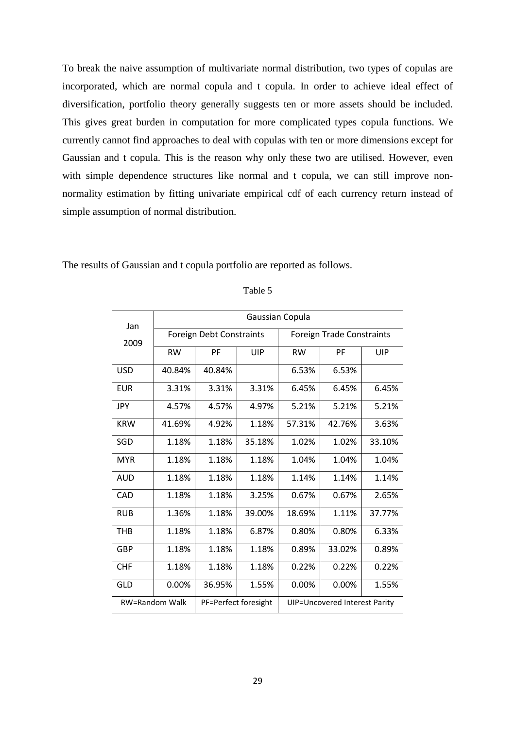To break the naive assumption of multivariate normal distribution, two types of copulas are incorporated, which are normal copula and t copula. In order to achieve ideal effect of diversification, portfolio theory generally suggests ten or more assets should be included. This gives great burden in computation for more complicated types copula functions. We currently cannot find approaches to deal with copulas with ten or more dimensions except for Gaussian and t copula. This is the reason why only these two are utilised. However, even with simple dependence structures like normal and t copula, we can still improve non-normality estimation by fitting univariate empirical cdf of each currency return instead of simple assumption of normal distribution.

The results of Gaussian and t copula portfolio are reported as follows.

Table 5

| Jan 2009 | Gaussian Copula | | | | | |
|---|---|---|---|---|---|---|
| | Foreign Debt Constraints | | | Foreign Trade Constraints | | |
| | RW | PF | UIP | RW | PF | UIP |
| USD | 40.84% | 40.84% | | 6.53% | 6.53% | |
| EUR | 3.31% | 3.31% | 3.31% | 6.45% | 6.45% | 6.45% |
| JPY | 4.57% | 4.57% | 4.97% | 5.21% | 5.21% | 5.21% |
| KRW | 41.69% | 4.92% | 1.18% | 57.31% | 42.76% | 3.63% |
| SGD | 1.18% | 1.18% | 35.18% | 1.02% | 1.02% | 33.10% |
| MYR | 1.18% | 1.18% | 1.18% | 1.04% | 1.04% | 1.04% |
| AUD | 1.18% | 1.18% | 1.18% | 1.14% | 1.14% | 1.14% |
| CAD | 1.18% | 1.18% | 3.25% | 0.67% | 0.67% | 2.65% |
| RUB | 1.36% | 1.18% | 39.00% | 18.69% | 1.11% | 37.77% |
| THB | 1.18% | 1.18% | 6.87% | 0.80% | 0.80% | 6.33% |
| GBP | 1.18% | 1.18% | 1.18% | 0.89% | 33.02% | 0.89% |
| CHF | 1.18% | 1.18% | 1.18% | 0.22% | 0.22% | 0.22% |
| GLD | 0.00% | 36.95% | 1.55% | 0.00% | 0.00% | 1.55% |
| RW=Random Walk | | PF=Perfect foresight | | UIP=Uncovered Interest Parity | | |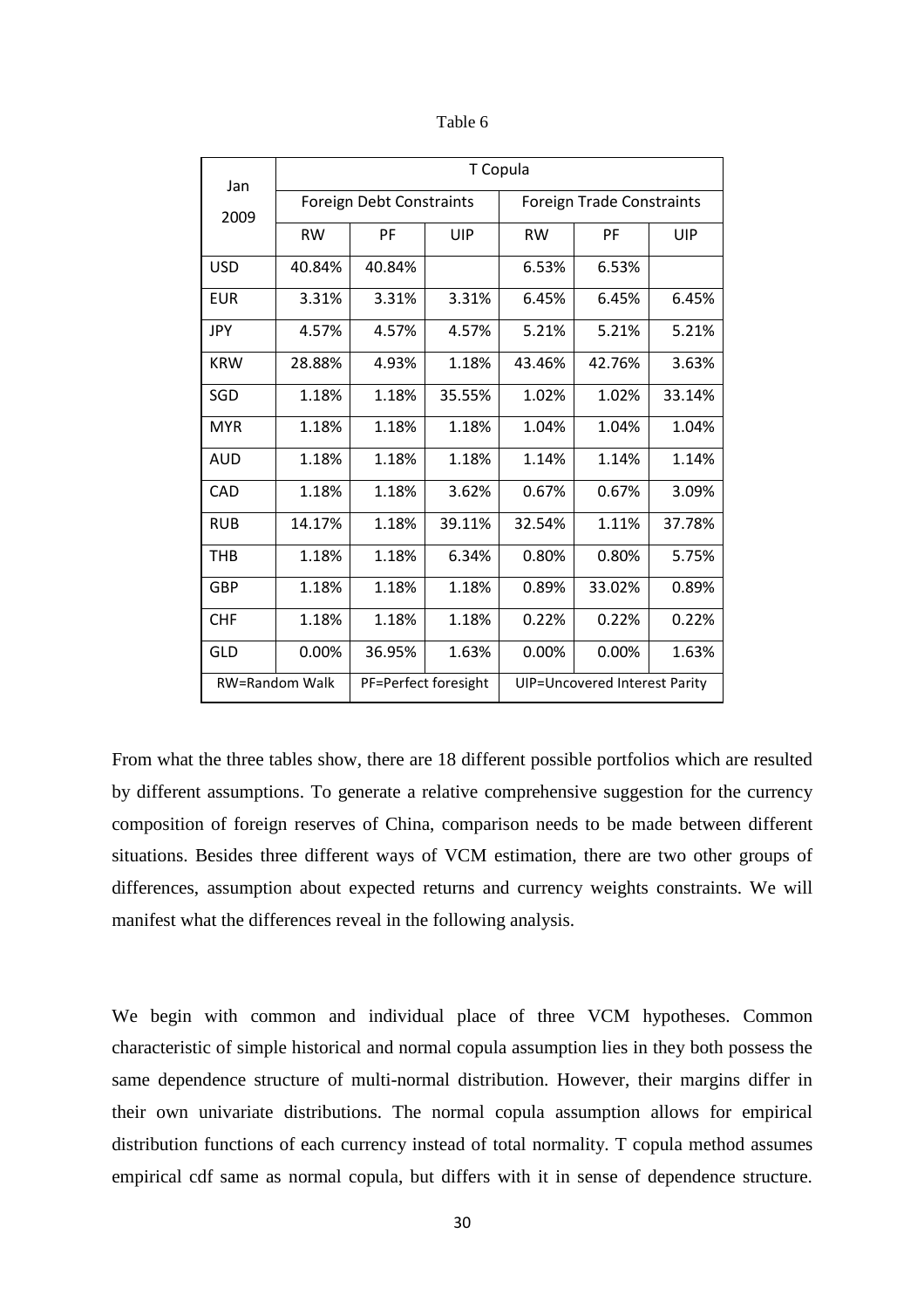Table 6

| Jan 2009 | T Copula | | | | | |
|---|---|---|---|---|---|---|
| | Foreign Debt Constraints | | | Foreign Trade Constraints | | |
| | RW | PF | UIP | RW | PF | UIP |
| USD | 40.84% | 40.84% | | 6.53% | 6.53% | |
| EUR | 3.31% | 3.31% | 3.31% | 6.45% | 6.45% | 6.45% |
| JPY | 4.57% | 4.57% | 4.57% | 5.21% | 5.21% | 5.21% |
| KRW | 28.88% | 4.93% | 1.18% | 43.46% | 42.76% | 3.63% |
| SGD | 1.18% | 1.18% | 35.55% | 1.02% | 1.02% | 33.14% |
| MYR | 1.18% | 1.18% | 1.18% | 1.04% | 1.04% | 1.04% |
| AUD | 1.18% | 1.18% | 1.18% | 1.14% | 1.14% | 1.14% |
| CAD | 1.18% | 1.18% | 3.62% | 0.67% | 0.67% | 3.09% |
| RUB | 14.17% | 1.18% | 39.11% | 32.54% | 1.11% | 37.78% |
| THB | 1.18% | 1.18% | 6.34% | 0.80% | 0.80% | 5.75% |
| GBP | 1.18% | 1.18% | 1.18% | 0.89% | 33.02% | 0.89% |
| CHF | 1.18% | 1.18% | 1.18% | 0.22% | 0.22% | 0.22% |
| GLD | 0.00% | 36.95% | 1.63% | 0.00% | 0.00% | 1.63% |
| RW=Random Walk | | PF=Perfect foresight | | UIP=Uncovered Interest Parity | | |

From what the three tables show, there are 18 different possible portfolios which are resulted by different assumptions. To generate a relative comprehensive suggestion for the currency composition of foreign reserves of China, comparison needs to be made between different situations. Besides three different ways of VCM estimation, there are two other groups of differences, assumption about expected returns and currency weights constraints. We will manifest what the differences reveal in the following analysis.

We begin with common and individual place of three VCM hypotheses. Common characteristic of simple historical and normal copula assumption lies in they both possess the same dependence structure of multi-normal distribution. However, their margins differ in their own univariate distributions. The normal copula assumption allows for empirical distribution functions of each currency instead of total normality. T copula method assumes empirical cdf same as normal copula, but differs with it in sense of dependence structure.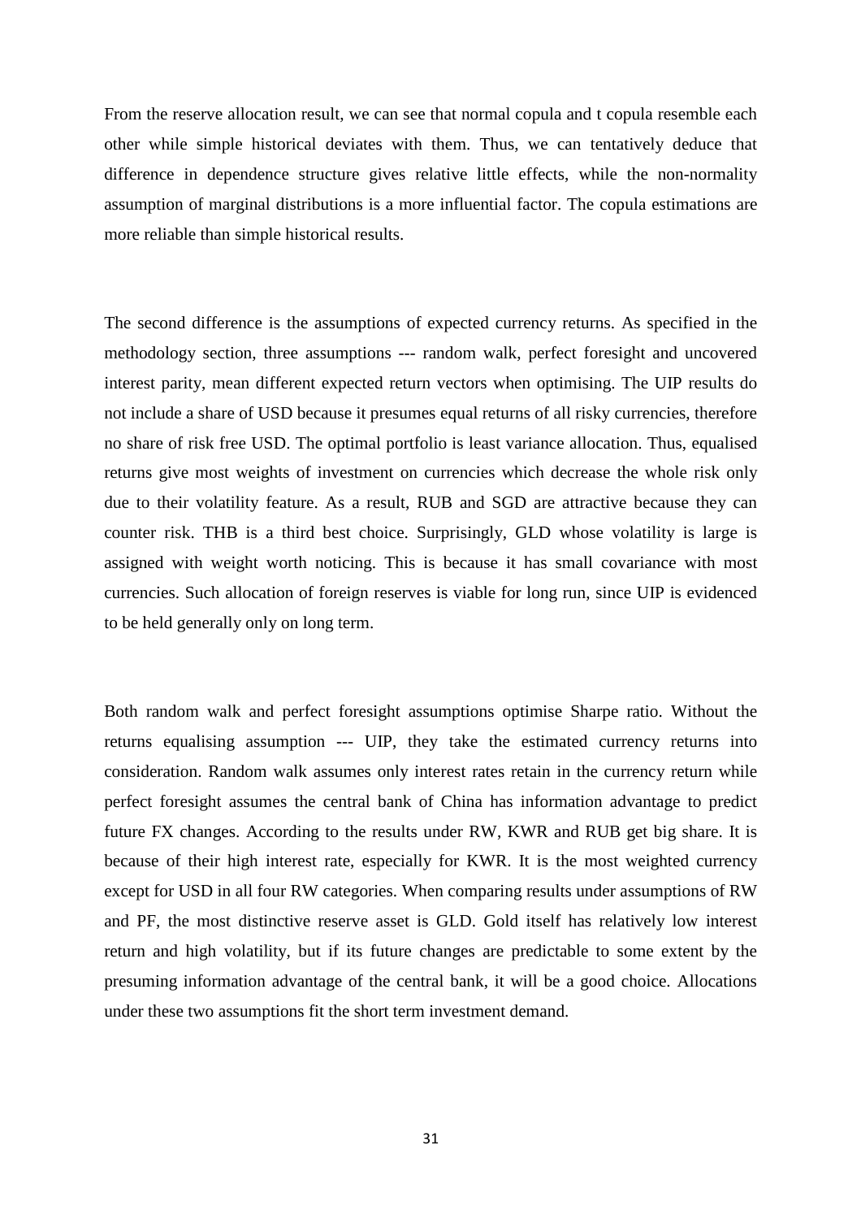From the reserve allocation result, we can see that normal copula and t copula resemble each other while simple historical deviates with them. Thus, we can tentatively deduce that difference in dependence structure gives relative little effects, while the non-normality assumption of marginal distributions is a more influential factor. The copula estimations are more reliable than simple historical results.

The second difference is the assumptions of expected currency returns. As specified in the methodology section, three assumptions --- random walk, perfect foresight and uncovered interest parity, mean different expected return vectors when optimising. The UIP results do not include a share of USD because it presumes equal returns of all risky currencies, therefore no share of risk free USD. The optimal portfolio is least variance allocation. Thus, equalised returns give most weights of investment on currencies which decrease the whole risk only due to their volatility feature. As a result, RUB and SGD are attractive because they can counter risk. THB is a third best choice. Surprisingly, GLD whose volatility is large is assigned with weight worth noticing. This is because it has small covariance with most currencies. Such allocation of foreign reserves is viable for long run, since UIP is evidenced to be held generally only on long term.

Both random walk and perfect foresight assumptions optimise Sharpe ratio. Without the returns equalising assumption --- UIP, they take the estimated currency returns into consideration. Random walk assumes only interest rates retain in the currency return while perfect foresight assumes the central bank of China has information advantage to predict future FX changes. According to the results under RW, KWR and RUB get big share. It is because of their high interest rate, especially for KWR. It is the most weighted currency except for USD in all four RW categories. When comparing results under assumptions of RW and PF, the most distinctive reserve asset is GLD. Gold itself has relatively low interest return and high volatility, but if its future changes are predictable to some extent by the presuming information advantage of the central bank, it will be a good choice. Allocations under these two assumptions fit the short term investment demand.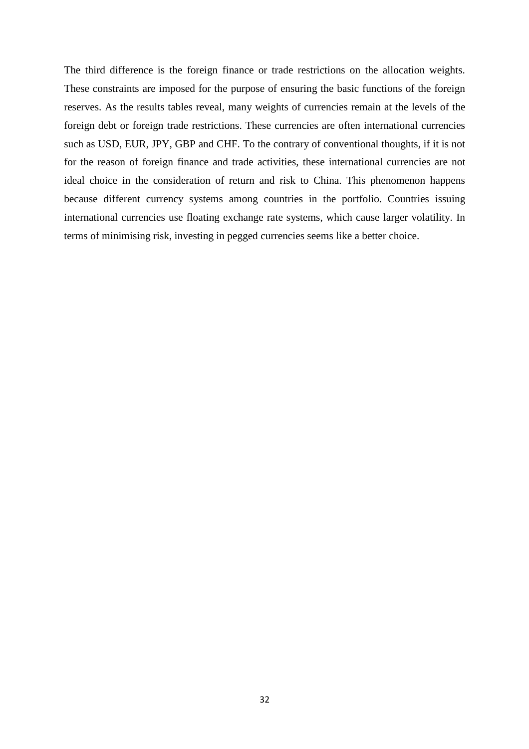The third difference is the foreign finance or trade restrictions on the allocation weights. These constraints are imposed for the purpose of ensuring the basic functions of the foreign reserves. As the results tables reveal, many weights of currencies remain at the levels of the foreign debt or foreign trade restrictions. These currencies are often international currencies such as USD, EUR, JPY, GBP and CHF. To the contrary of conventional thoughts, if it is not for the reason of foreign finance and trade activities, these international currencies are not ideal choice in the consideration of return and risk to China. This phenomenon happens because different currency systems among countries in the portfolio. Countries issuing international currencies use floating exchange rate systems, which cause larger volatility. In terms of minimising risk, investing in pegged currencies seems like a better choice.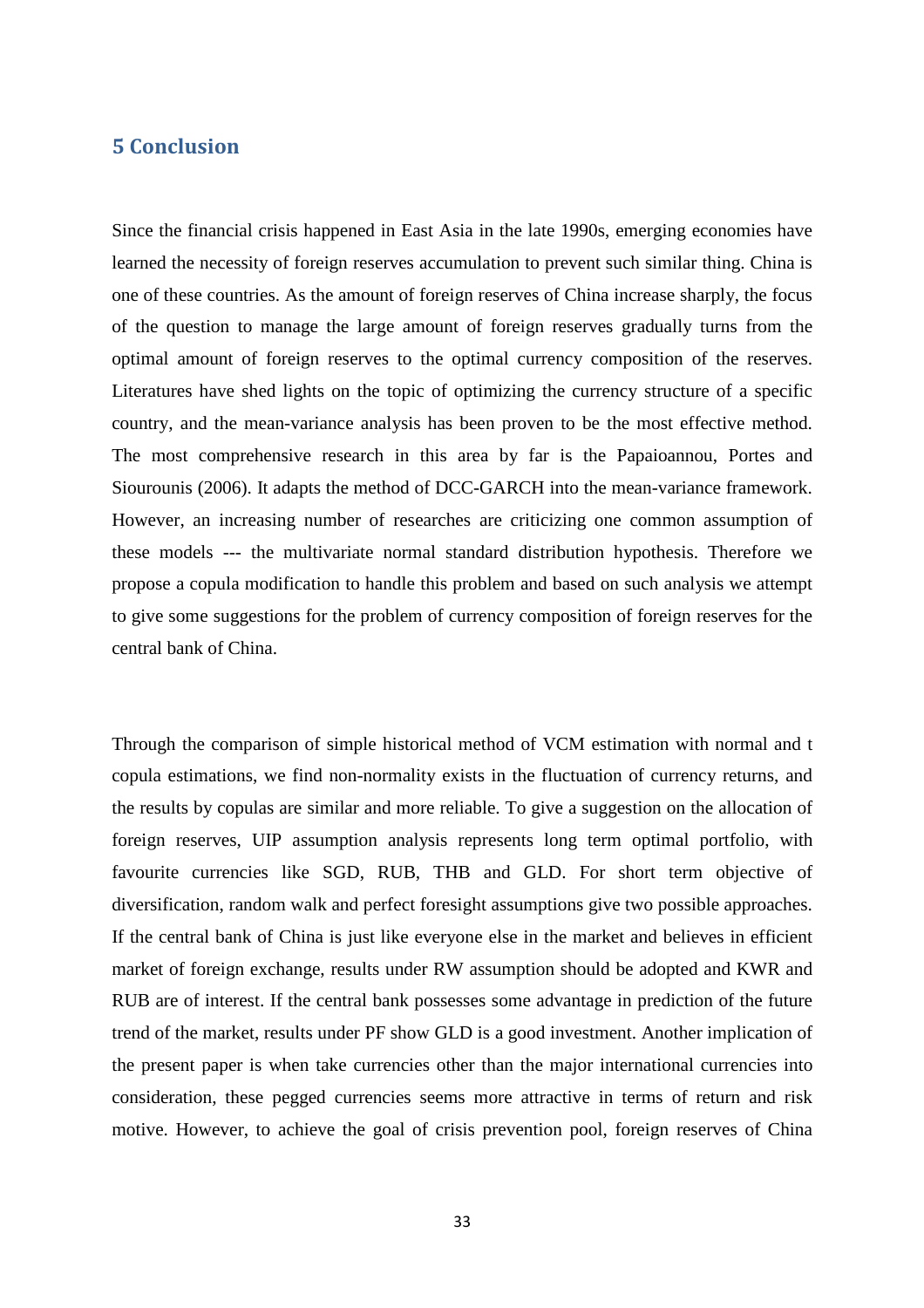## 5 Conclusion

Since the financial crisis happened in East Asia in the late 1990s, emerging economies have learned the necessity of foreign reserves accumulation to prevent such similar thing. China is one of these countries. As the amount of foreign reserves of China increase sharply, the focus of the question to manage the large amount of foreign reserves gradually turns from the optimal amount of foreign reserves to the optimal currency composition of the reserves. Literatures have shed lights on the topic of optimizing the currency structure of a specific country, and the mean-variance analysis has been proven to be the most effective method. The most comprehensive research in this area by far is the Papaioannou, Portes and Siourounis (2006). It adapts the method of DCC-GARCH into the mean-variance framework. However, an increasing number of researches are criticizing one common assumption of these models --- the multivariate normal standard distribution hypothesis. Therefore we propose a copula modification to handle this problem and based on such analysis we attempt to give some suggestions for the problem of currency composition of foreign reserves for the central bank of China.

Through the comparison of simple historical method of VCM estimation with normal and t copula estimations, we find non-normality exists in the fluctuation of currency returns, and the results by copulas are similar and more reliable. To give a suggestion on the allocation of foreign reserves, UIP assumption analysis represents long term optimal portfolio, with favourite currencies like SGD, RUB, THB and GLD. For short term objective of diversification, random walk and perfect foresight assumptions give two possible approaches. If the central bank of China is just like everyone else in the market and believes in efficient market of foreign exchange, results under RW assumption should be adopted and KWR and RUB are of interest. If the central bank possesses some advantage in prediction of the future trend of the market, results under PF show GLD is a good investment. Another implication of the present paper is when take currencies other than the major international currencies into consideration, these pegged currencies seems more attractive in terms of return and risk motive. However, to achieve the goal of crisis prevention pool, foreign reserves of China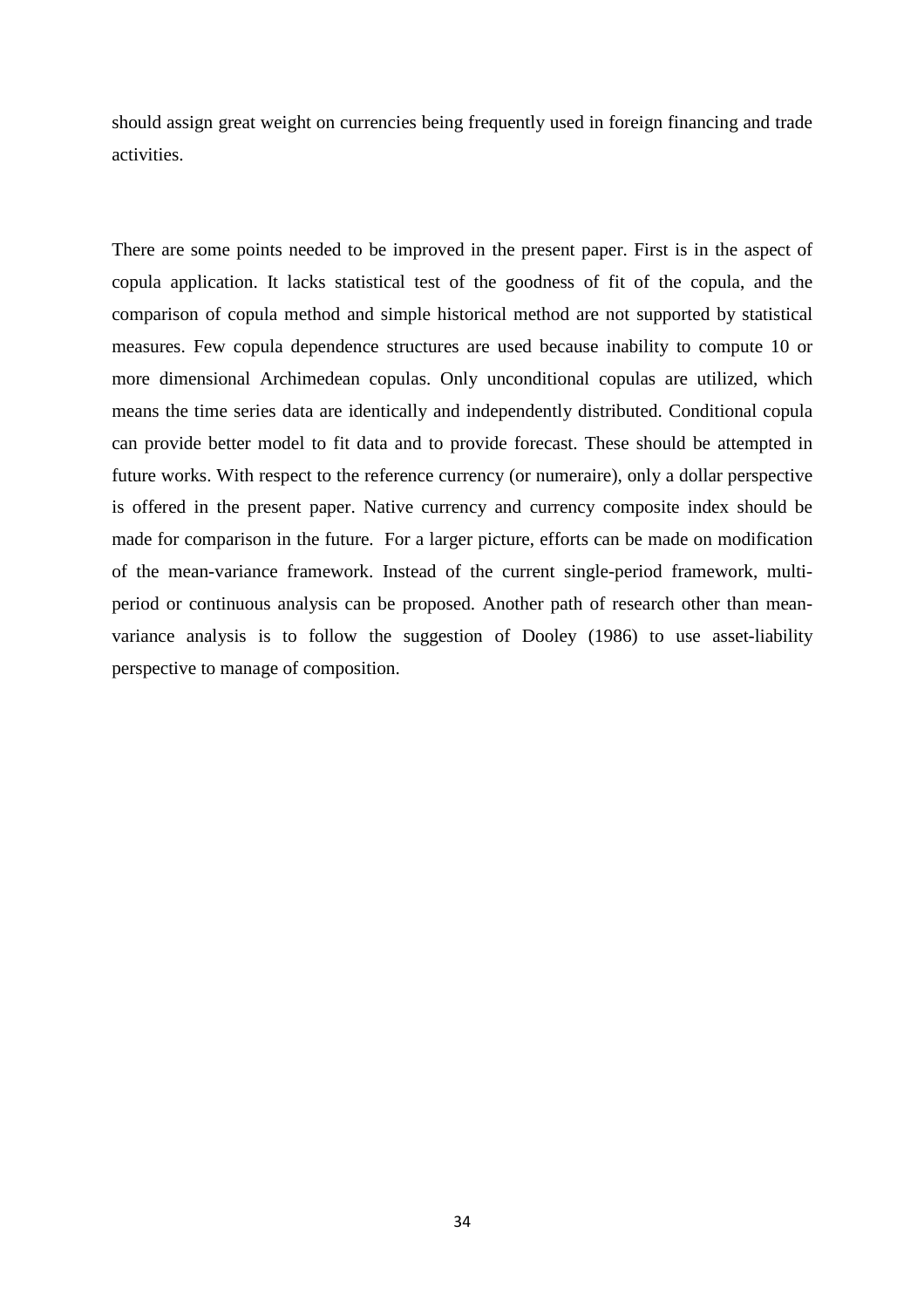should assign great weight on currencies being frequently used in foreign financing and trade activities.

There are some points needed to be improved in the present paper. First is in the aspect of copula application. It lacks statistical test of the goodness of fit of the copula, and the comparison of copula method and simple historical method are not supported by statistical measures. Few copula dependence structures are used because inability to compute 10 or more dimensional Archimedean copulas. Only unconditional copulas are utilized, which means the time series data are identically and independently distributed. Conditional copula can provide better model to fit data and to provide forecast. These should be attempted in future works. With respect to the reference currency (or numeraire), only a dollar perspective is offered in the present paper. Native currency and currency composite index should be made for comparison in the future. For a larger picture, efforts can be made on modification of the mean-variance framework. Instead of the current single-period framework, multi-period or continuous analysis can be proposed. Another path of research other than mean-variance analysis is to follow the suggestion of Dooley (1986) to use asset-liability perspective to manage of composition.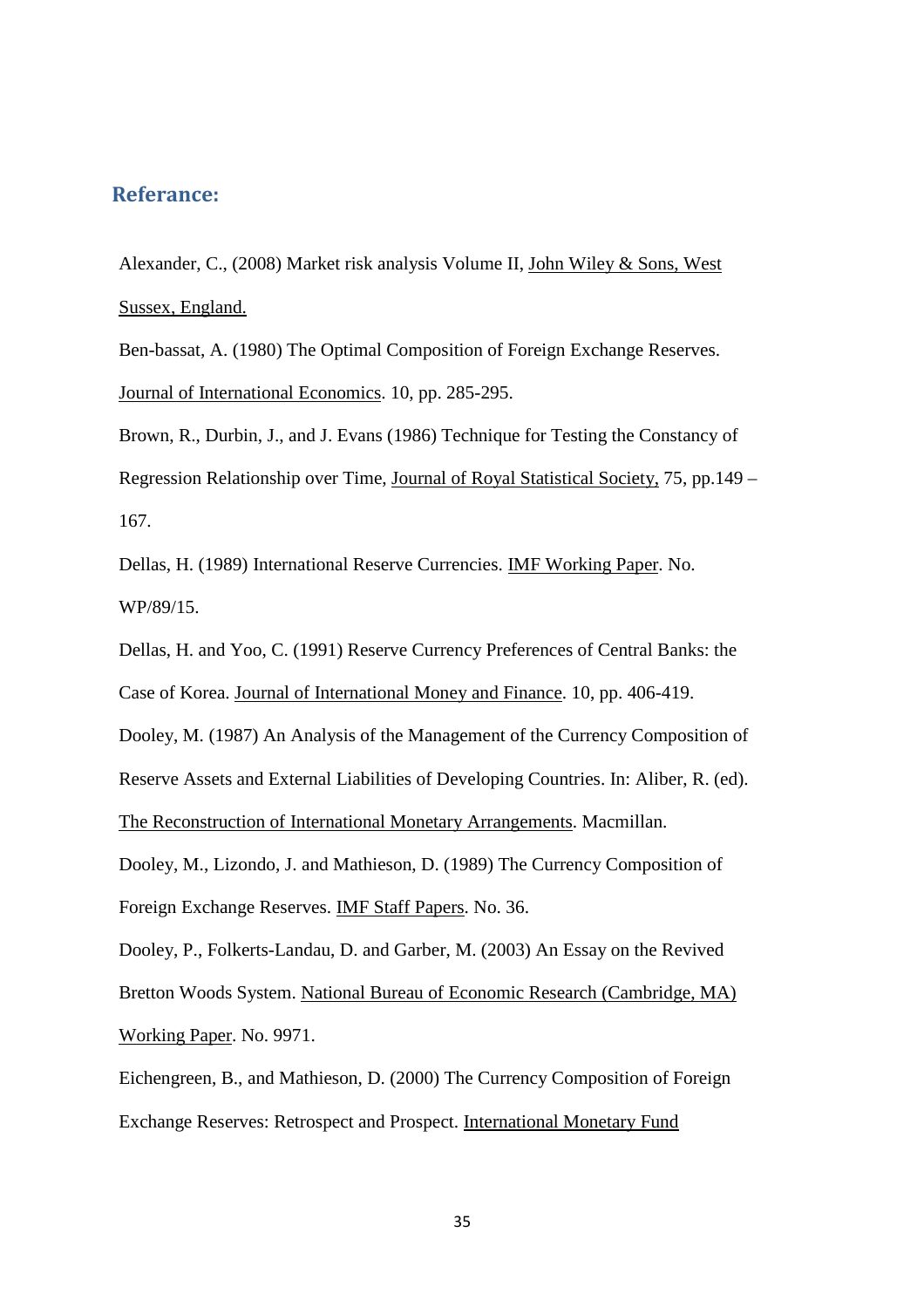## Referance:

Alexander, C., (2008) Market risk analysis Volume II, John Wiley & Sons, West Sussex, England.

Ben-bassat, A. (1980) The Optimal Composition of Foreign Exchange Reserves. Journal of International Economics. 10, pp. 285-295.

Brown, R., Durbin, J., and J. Evans (1986) Technique for Testing the Constancy of Regression Relationship over Time, Journal of Royal Statistical Society, 75, pp.149 – 167.

Dellas, H. (1989) International Reserve Currencies. IMF Working Paper. No. WP/89/15.

Dellas, H. and Yoo, C. (1991) Reserve Currency Preferences of Central Banks: the Case of Korea. Journal of International Money and Finance. 10, pp. 406-419.

Dooley, M. (1987) An Analysis of the Management of the Currency Composition of Reserve Assets and External Liabilities of Developing Countries. In: Aliber, R. (ed). The Reconstruction of International Monetary Arrangements. Macmillan.

Dooley, M., Lizondo, J. and Mathieson, D. (1989) The Currency Composition of Foreign Exchange Reserves. IMF Staff Papers. No. 36.

Dooley, P., Folkerts-Landau, D. and Garber, M. (2003) An Essay on the Revived Bretton Woods System. National Bureau of Economic Research (Cambridge, MA) Working Paper. No. 9971.

Eichengreen, B., and Mathieson, D. (2000) The Currency Composition of Foreign Exchange Reserves: Retrospect and Prospect. International Monetary Fund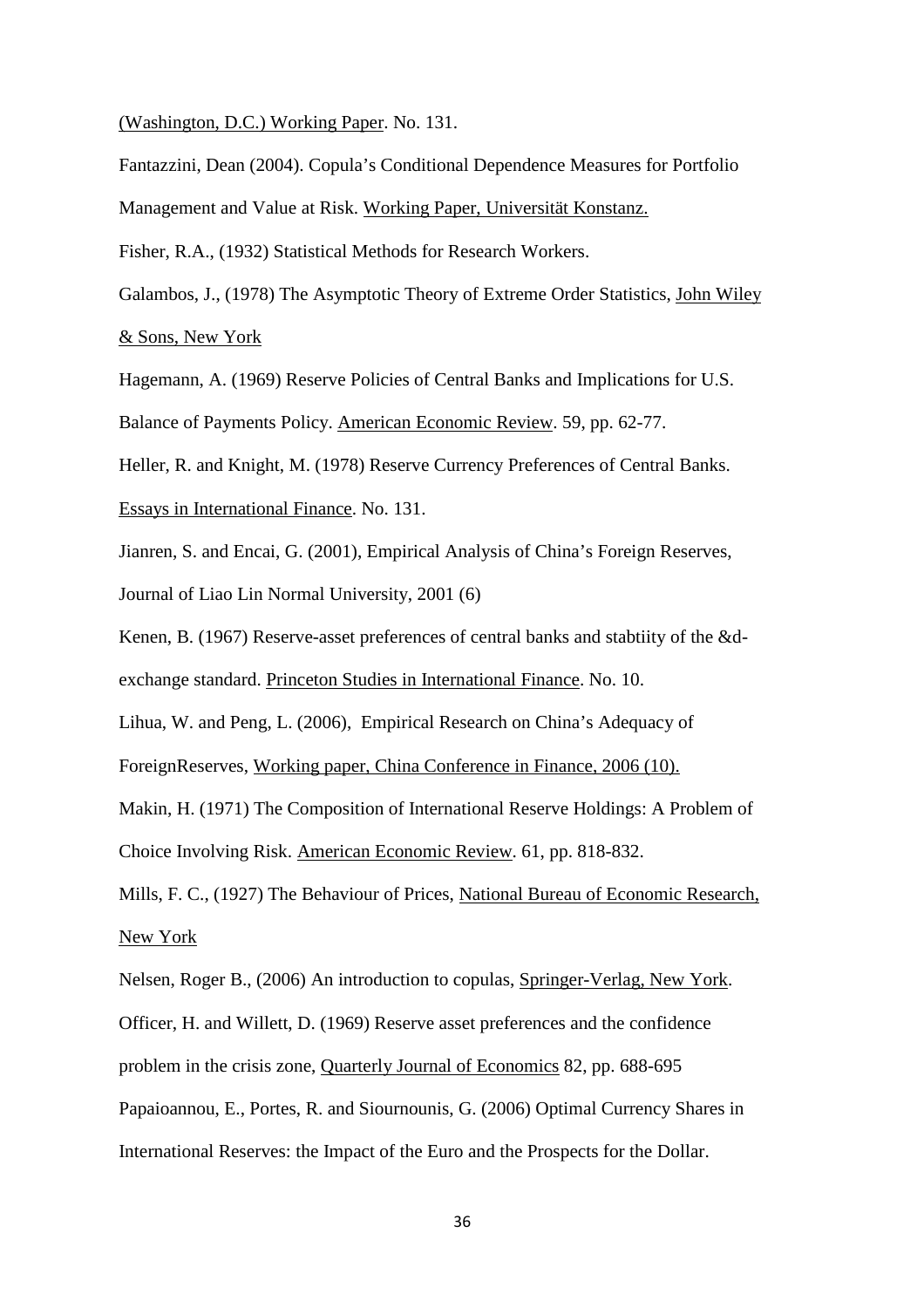(Washington, D.C.) Working Paper. No. 131.

Fantazzini, Dean (2004). Copula's Conditional Dependence Measures for Portfolio Management and Value at Risk. Working Paper, Universität Konstanz.

Fisher, R.A., (1932) Statistical Methods for Research Workers.

Galambos, J., (1978) The Asymptotic Theory of Extreme Order Statistics, John Wiley & Sons, New York

Hagemann, A. (1969) Reserve Policies of Central Banks and Implications for U.S. Balance of Payments Policy. American Economic Review. 59, pp. 62-77.

Heller, R. and Knight, M. (1978) Reserve Currency Preferences of Central Banks. Essays in International Finance. No. 131.

Jianren, S. and Encai, G. (2001), Empirical Analysis of China's Foreign Reserves, Journal of Liao Lin Normal University, 2001 (6)

Kenen, B. (1967) Reserve-asset preferences of central banks and stabtiity of the &d-exchange standard. Princeton Studies in International Finance. No. 10.

Lihua, W. and Peng, L. (2006), Empirical Research on China's Adequacy of ForeignReserves, Working paper, China Conference in Finance, 2006 (10).

Makin, H. (1971) The Composition of International Reserve Holdings: A Problem of Choice Involving Risk. American Economic Review. 61, pp. 818-832.

Mills, F. C., (1927) The Behaviour of Prices, National Bureau of Economic Research, New York

Nelsen, Roger B., (2006) An introduction to copulas, Springer-Verlag, New York.

Officer, H. and Willett, D. (1969) Reserve asset preferences and the confidence problem in the crisis zone, Quarterly Journal of Economics 82, pp. 688-695

Papaioannou, E., Portes, R. and Siournounis, G. (2006) Optimal Currency Shares in International Reserves: the Impact of the Euro and the Prospects for the Dollar.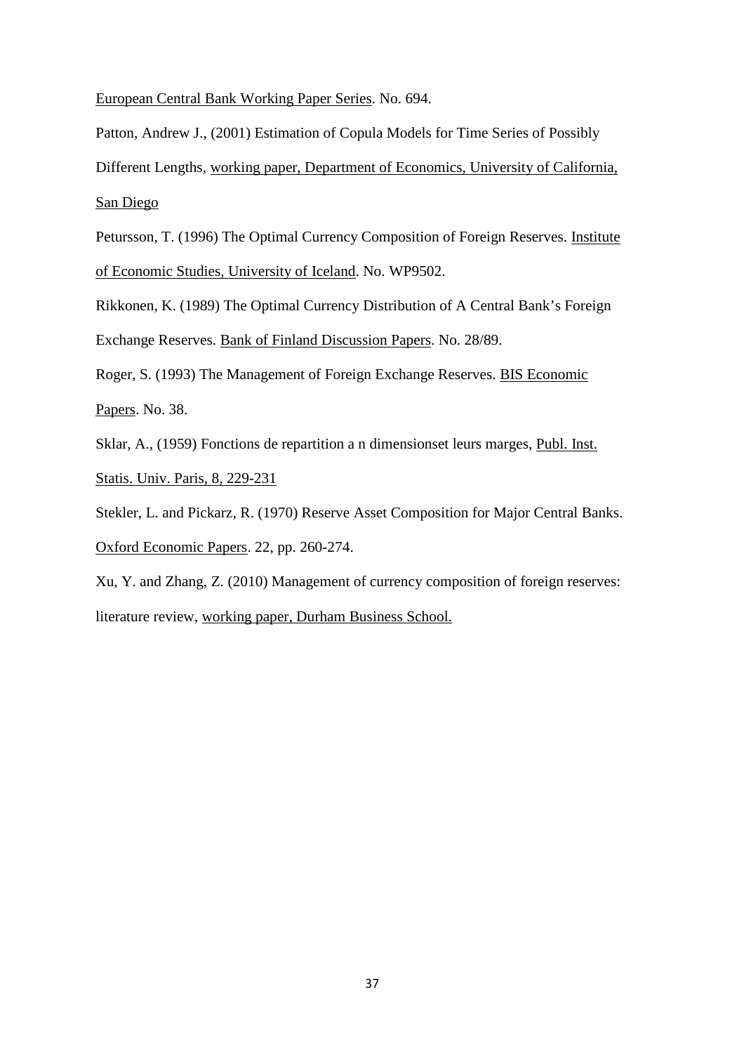European Central Bank Working Paper Series. No. 694.

Patton, Andrew J., (2001) Estimation of Copula Models for Time Series of Possibly Different Lengths, working paper, Department of Economics, University of California, San Diego

Petursson, T. (1996) The Optimal Currency Composition of Foreign Reserves. Institute of Economic Studies, University of Iceland. No. WP9502.

Rikkonen, K. (1989) The Optimal Currency Distribution of A Central Bank's Foreign Exchange Reserves. Bank of Finland Discussion Papers. No. 28/89.

Roger, S. (1993) The Management of Foreign Exchange Reserves. BIS Economic Papers. No. 38.

Sklar, A., (1959) Fonctions de repartition a n dimensionset leurs marges, Publ. Inst. Statis. Univ. Paris, 8, 229-231

Stekler, L. and Pickarz, R. (1970) Reserve Asset Composition for Major Central Banks. Oxford Economic Papers. 22, pp. 260-274.

Xu, Y. and Zhang, Z. (2010) Management of currency composition of foreign reserves: literature review, working paper, Durham Business School.